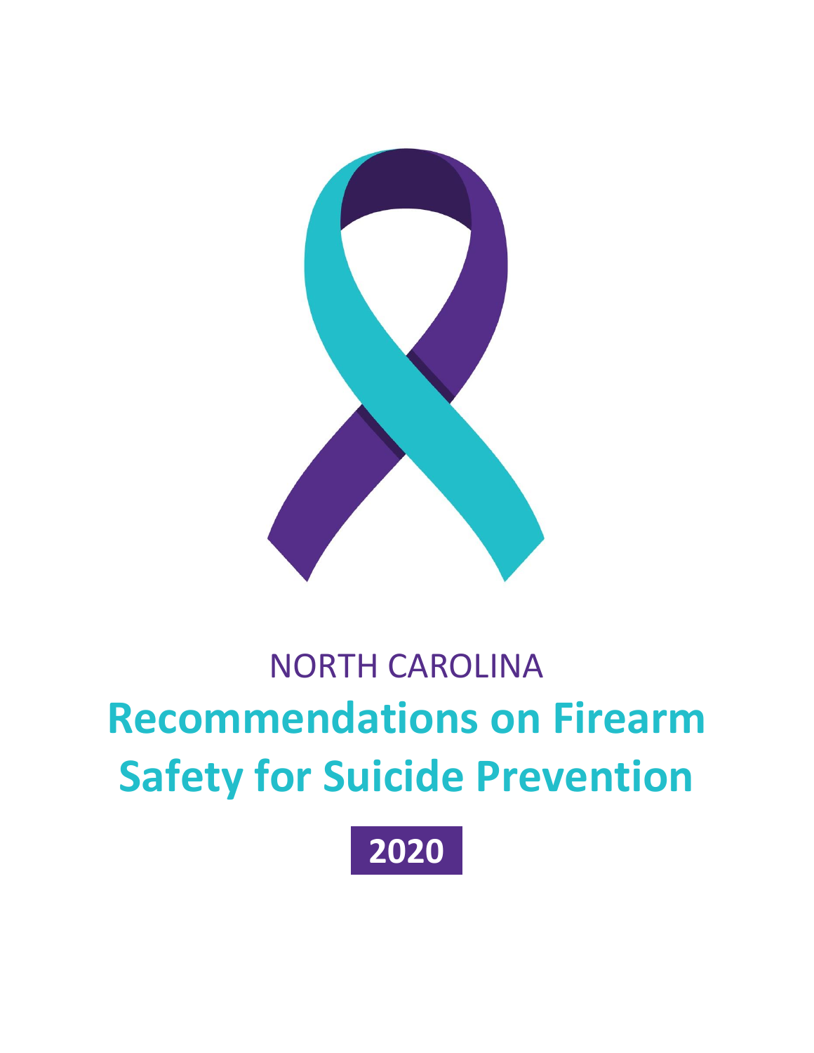NORTH CAROLINA

# Recommendations on Firearm Safety for Suicide Prevention

**2020**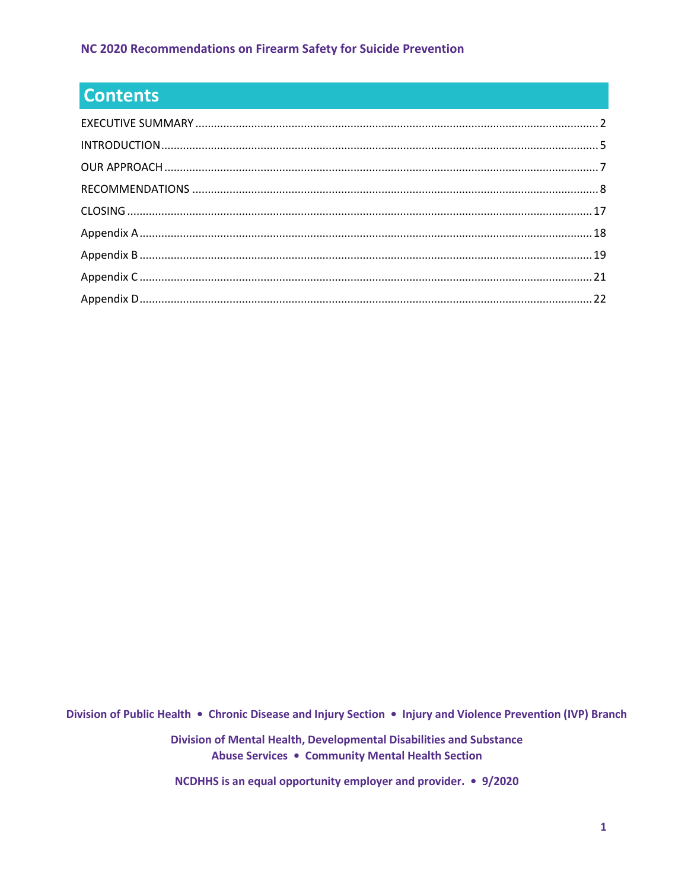## Contents

EXECUTIVE SUMMARY ........................................ 2

INTRODUCTION ........................................ 5

OUR APPROACH ........................................ 7

RECOMMENDATIONS ........................................ 8

CLOSING ........................................ 17

Appendix A ........................................ 18

Appendix B ........................................ 19

Appendix C ........................................ 21

Appendix D ........................................ 22

**Division of Public Health • Chronic Disease and Injury Section • Injury and Violence Prevention (IVP) Branch**

**Division of Mental Health, Developmental Disabilities and Substance Abuse Services • Community Mental Health Section**

**NCDHHS is an equal opportunity employer and provider. • 9/2020**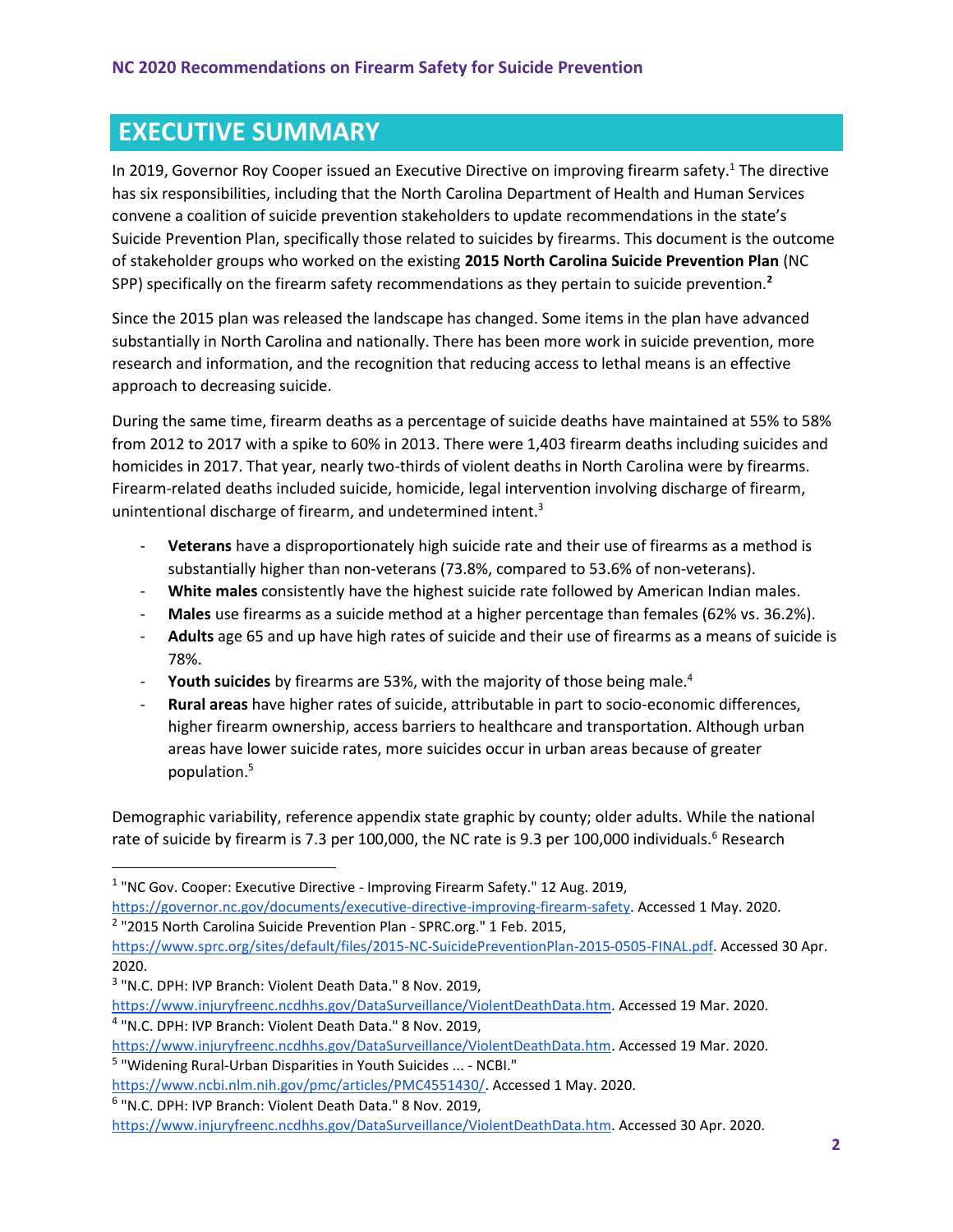# EXECUTIVE SUMMARY

In 2019, Governor Roy Cooper issued an Executive Directive on improving firearm safety.[1] The directive has six responsibilities, including that the North Carolina Department of Health and Human Services convene a coalition of suicide prevention stakeholders to update recommendations in the state's Suicide Prevention Plan, specifically those related to suicides by firearms. This document is the outcome of stakeholder groups who worked on the existing **2015 North Carolina Suicide Prevention Plan** (NC SPP) specifically on the firearm safety recommendations as they pertain to suicide prevention.[2]

Since the 2015 plan was released the landscape has changed. Some items in the plan have advanced substantially in North Carolina and nationally. There has been more work in suicide prevention, more research and information, and the recognition that reducing access to lethal means is an effective approach to decreasing suicide.

During the same time, firearm deaths as a percentage of suicide deaths have maintained at 55% to 58% from 2012 to 2017 with a spike to 60% in 2013. There were 1,403 firearm deaths including suicides and homicides in 2017. That year, nearly two-thirds of violent deaths in North Carolina were by firearms. Firearm-related deaths included suicide, homicide, legal intervention involving discharge of firearm, unintentional discharge of firearm, and undetermined intent.[3]

- **Veterans** have a disproportionately high suicide rate and their use of firearms as a method is substantially higher than non-veterans (73.8%, compared to 53.6% of non-veterans).
- **White males** consistently have the highest suicide rate followed by American Indian males.
- **Males** use firearms as a suicide method at a higher percentage than females (62% vs. 36.2%).
- **Adults** age 65 and up have high rates of suicide and their use of firearms as a means of suicide is 78%.
- **Youth suicides** by firearms are 53%, with the majority of those being male.[4]
- **Rural areas** have higher rates of suicide, attributable in part to socio-economic differences, higher firearm ownership, access barriers to healthcare and transportation. Although urban areas have lower suicide rates, more suicides occur in urban areas because of greater population.[5]

Demographic variability, reference appendix state graphic by county; older adults. While the national rate of suicide by firearm is 7.3 per 100,000, the NC rate is 9.3 per 100,000 individuals.[6] Research

---

[1] "NC Gov. Cooper: Executive Directive - Improving Firearm Safety." 12 Aug. 2019, https://governor.nc.gov/documents/executive-directive-improving-firearm-safety. Accessed 1 May. 2020.

[2] "2015 North Carolina Suicide Prevention Plan - SPRC.org." 1 Feb. 2015, https://www.sprc.org/sites/default/files/2015-NC-SuicidePreventionPlan-2015-0505-FINAL.pdf. Accessed 30 Apr. 2020.

[3] "N.C. DPH: IVP Branch: Violent Death Data." 8 Nov. 2019, https://www.injuryfreenc.ncdhhs.gov/DataSurveillance/ViolentDeathData.htm. Accessed 19 Mar. 2020.

[4] "N.C. DPH: IVP Branch: Violent Death Data." 8 Nov. 2019, https://www.injuryfreenc.ncdhhs.gov/DataSurveillance/ViolentDeathData.htm. Accessed 19 Mar. 2020.

[5] "Widening Rural-Urban Disparities in Youth Suicides ... - NCBI." https://www.ncbi.nlm.nih.gov/pmc/articles/PMC4551430/. Accessed 1 May. 2020.

[6] "N.C. DPH: IVP Branch: Violent Death Data." 8 Nov. 2019, https://www.injuryfreenc.ncdhhs.gov/DataSurveillance/ViolentDeathData.htm. Accessed 30 Apr. 2020.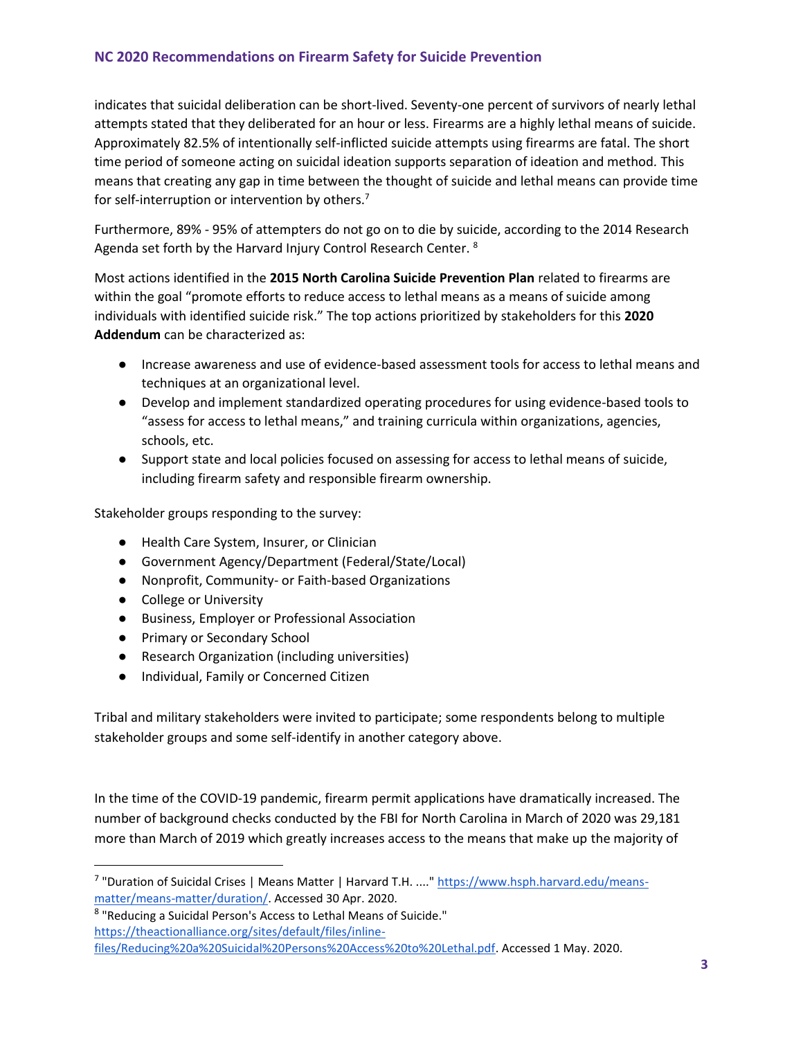indicates that suicidal deliberation can be short-lived. Seventy-one percent of survivors of nearly lethal attempts stated that they deliberated for an hour or less. Firearms are a highly lethal means of suicide. Approximately 82.5% of intentionally self-inflicted suicide attempts using firearms are fatal. The short time period of someone acting on suicidal ideation supports separation of ideation and method. This means that creating any gap in time between the thought of suicide and lethal means can provide time for self-interruption or intervention by others.[7]

Furthermore, 89% - 95% of attempters do not go on to die by suicide, according to the 2014 Research Agenda set forth by the Harvard Injury Control Research Center.[8]

Most actions identified in the **2015 North Carolina Suicide Prevention Plan** related to firearms are within the goal "promote efforts to reduce access to lethal means as a means of suicide among individuals with identified suicide risk." The top actions prioritized by stakeholders for this **2020 Addendum** can be characterized as:

- Increase awareness and use of evidence-based assessment tools for access to lethal means and techniques at an organizational level.
- Develop and implement standardized operating procedures for using evidence-based tools to "assess for access to lethal means," and training curricula within organizations, agencies, schools, etc.
- Support state and local policies focused on assessing for access to lethal means of suicide, including firearm safety and responsible firearm ownership.

Stakeholder groups responding to the survey:

- Health Care System, Insurer, or Clinician
- Government Agency/Department (Federal/State/Local)
- Nonprofit, Community- or Faith-based Organizations
- College or University
- Business, Employer or Professional Association
- Primary or Secondary School
- Research Organization (including universities)
- Individual, Family or Concerned Citizen

Tribal and military stakeholders were invited to participate; some respondents belong to multiple stakeholder groups and some self-identify in another category above.

In the time of the COVID-19 pandemic, firearm permit applications have dramatically increased. The number of background checks conducted by the FBI for North Carolina in March of 2020 was 29,181 more than March of 2019 which greatly increases access to the means that make up the majority of

---

[7] "Duration of Suicidal Crises | Means Matter | Harvard T.H. ...." https://www.hsph.harvard.edu/means-matter/means-matter/duration/. Accessed 30 Apr. 2020.

[8] "Reducing a Suicidal Person's Access to Lethal Means of Suicide." https://theactionalliance.org/sites/default/files/inline-files/Reducing%20a%20Suicidal%20Persons%20Access%20to%20Lethal.pdf. Accessed 1 May. 2020.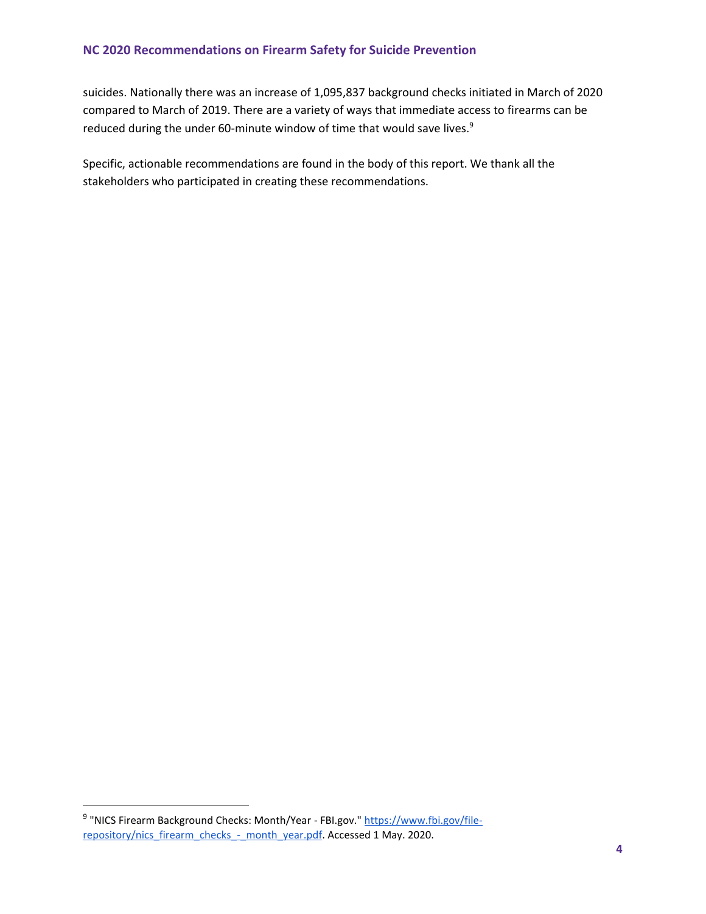suicides. Nationally there was an increase of 1,095,837 background checks initiated in March of 2020 compared to March of 2019. There are a variety of ways that immediate access to firearms can be reduced during the under 60-minute window of time that would save lives.[9]

Specific, actionable recommendations are found in the body of this report. We thank all the stakeholders who participated in creating these recommendations.

---

[9] "NICS Firearm Background Checks: Month/Year - FBI.gov." https://www.fbi.gov/file-repository/nics_firearm_checks_-_month_year.pdf. Accessed 1 May. 2020.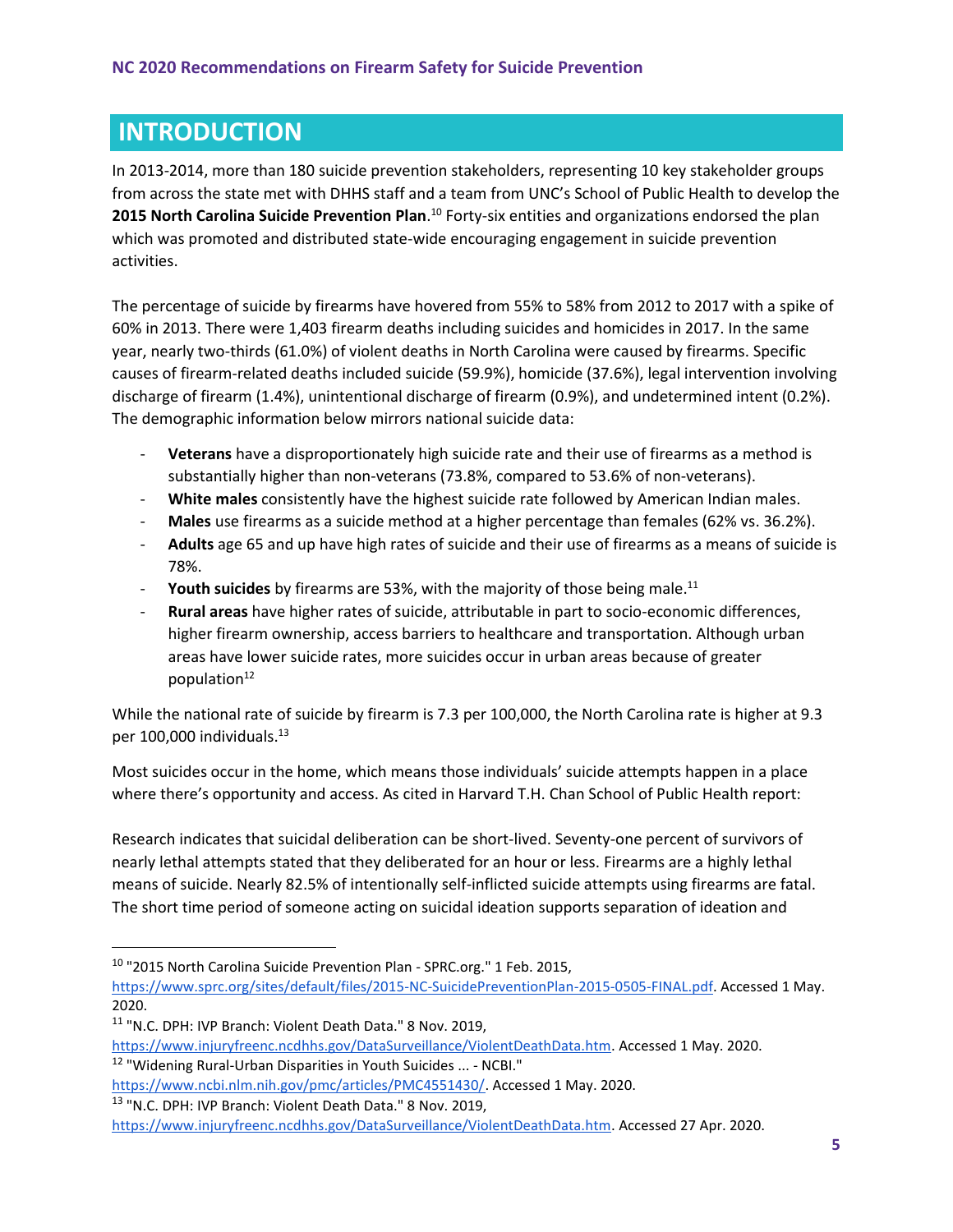# INTRODUCTION

In 2013-2014, more than 180 suicide prevention stakeholders, representing 10 key stakeholder groups from across the state met with DHHS staff and a team from UNC's School of Public Health to develop the **2015 North Carolina Suicide Prevention Plan**.[10] Forty-six entities and organizations endorsed the plan which was promoted and distributed state-wide encouraging engagement in suicide prevention activities.

The percentage of suicide by firearms have hovered from 55% to 58% from 2012 to 2017 with a spike of 60% in 2013. There were 1,403 firearm deaths including suicides and homicides in 2017. In the same year, nearly two-thirds (61.0%) of violent deaths in North Carolina were caused by firearms. Specific causes of firearm-related deaths included suicide (59.9%), homicide (37.6%), legal intervention involving discharge of firearm (1.4%), unintentional discharge of firearm (0.9%), and undetermined intent (0.2%). The demographic information below mirrors national suicide data:

- **Veterans** have a disproportionately high suicide rate and their use of firearms as a method is substantially higher than non-veterans (73.8%, compared to 53.6% of non-veterans).
- **White males** consistently have the highest suicide rate followed by American Indian males.
- **Males** use firearms as a suicide method at a higher percentage than females (62% vs. 36.2%).
- **Adults** age 65 and up have high rates of suicide and their use of firearms as a means of suicide is 78%.
- **Youth suicides** by firearms are 53%, with the majority of those being male.[11]
- **Rural areas** have higher rates of suicide, attributable in part to socio-economic differences, higher firearm ownership, access barriers to healthcare and transportation. Although urban areas have lower suicide rates, more suicides occur in urban areas because of greater population[12]

While the national rate of suicide by firearm is 7.3 per 100,000, the North Carolina rate is higher at 9.3 per 100,000 individuals.[13]

Most suicides occur in the home, which means those individuals' suicide attempts happen in a place where there's opportunity and access. As cited in Harvard T.H. Chan School of Public Health report:

Research indicates that suicidal deliberation can be short-lived. Seventy-one percent of survivors of nearly lethal attempts stated that they deliberated for an hour or less. Firearms are a highly lethal means of suicide. Nearly 82.5% of intentionally self-inflicted suicide attempts using firearms are fatal. The short time period of someone acting on suicidal ideation supports separation of ideation and

---

[10] "2015 North Carolina Suicide Prevention Plan - SPRC.org." 1 Feb. 2015, https://www.sprc.org/sites/default/files/2015-NC-SuicidePreventionPlan-2015-0505-FINAL.pdf. Accessed 1 May. 2020.

[11] "N.C. DPH: IVP Branch: Violent Death Data." 8 Nov. 2019, https://www.injuryfreenc.ncdhhs.gov/DataSurveillance/ViolentDeathData.htm. Accessed 1 May. 2020.

[12] "Widening Rural-Urban Disparities in Youth Suicides ... - NCBI." https://www.ncbi.nlm.nih.gov/pmc/articles/PMC4551430/. Accessed 1 May. 2020.

[13] "N.C. DPH: IVP Branch: Violent Death Data." 8 Nov. 2019, https://www.injuryfreenc.ncdhhs.gov/DataSurveillance/ViolentDeathData.htm. Accessed 27 Apr. 2020.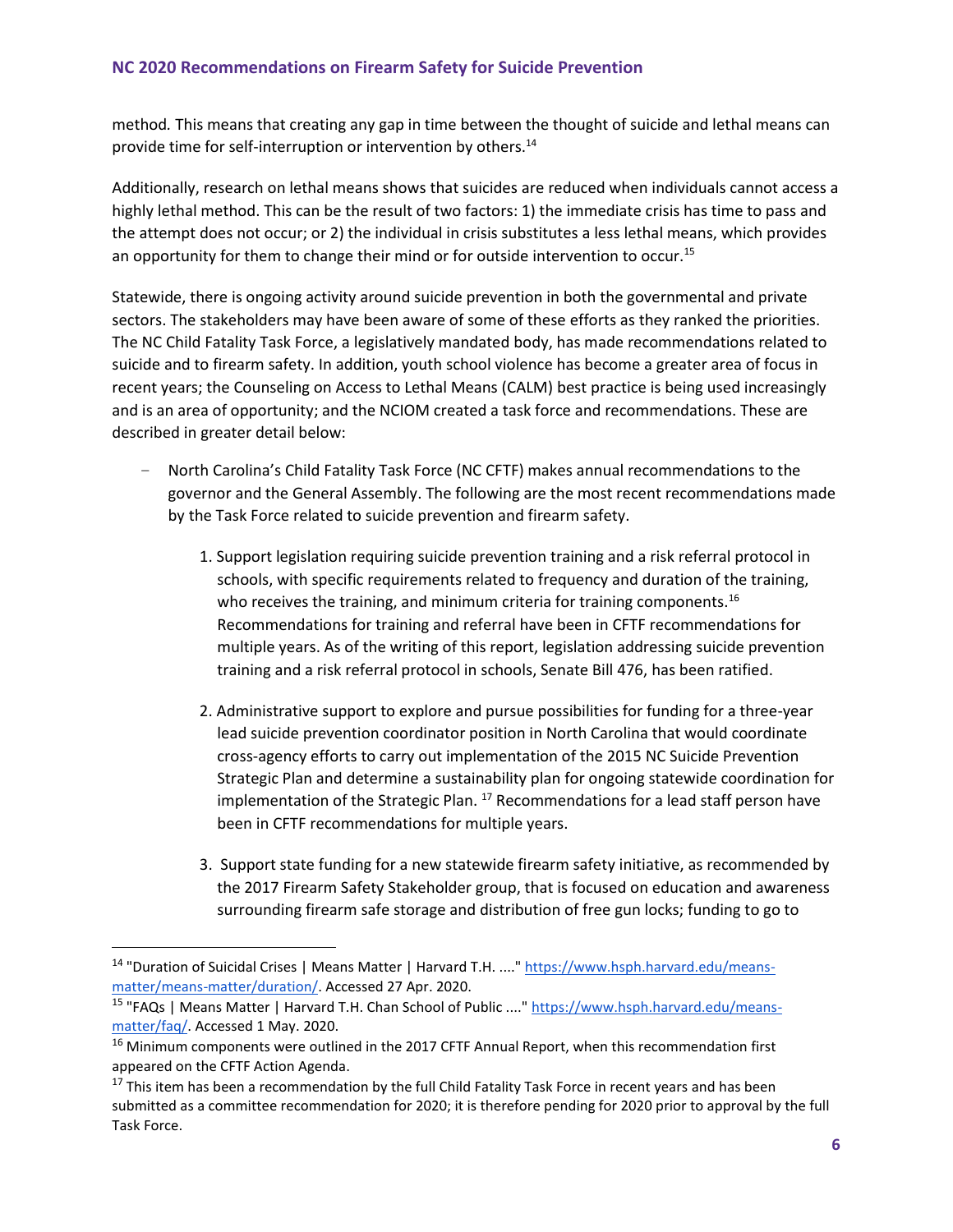method. This means that creating any gap in time between the thought of suicide and lethal means can provide time for self-interruption or intervention by others.[14]

Additionally, research on lethal means shows that suicides are reduced when individuals cannot access a highly lethal method. This can be the result of two factors: 1) the immediate crisis has time to pass and the attempt does not occur; or 2) the individual in crisis substitutes a less lethal means, which provides an opportunity for them to change their mind or for outside intervention to occur.[15]

Statewide, there is ongoing activity around suicide prevention in both the governmental and private sectors. The stakeholders may have been aware of some of these efforts as they ranked the priorities. The NC Child Fatality Task Force, a legislatively mandated body, has made recommendations related to suicide and to firearm safety. In addition, youth school violence has become a greater area of focus in recent years; the Counseling on Access to Lethal Means (CALM) best practice is being used increasingly and is an area of opportunity; and the NCIOM created a task force and recommendations. These are described in greater detail below:

- North Carolina's Child Fatality Task Force (NC CFTF) makes annual recommendations to the governor and the General Assembly. The following are the most recent recommendations made by the Task Force related to suicide prevention and firearm safety.

    1. Support legislation requiring suicide prevention training and a risk referral protocol in schools, with specific requirements related to frequency and duration of the training, who receives the training, and minimum criteria for training components.[16] Recommendations for training and referral have been in CFTF recommendations for multiple years. As of the writing of this report, legislation addressing suicide prevention training and a risk referral protocol in schools, Senate Bill 476, has been ratified.

    2. Administrative support to explore and pursue possibilities for funding for a three-year lead suicide prevention coordinator position in North Carolina that would coordinate cross-agency efforts to carry out implementation of the 2015 NC Suicide Prevention Strategic Plan and determine a sustainability plan for ongoing statewide coordination for implementation of the Strategic Plan. [17] Recommendations for a lead staff person have been in CFTF recommendations for multiple years.

    3. Support state funding for a new statewide firearm safety initiative, as recommended by the 2017 Firearm Safety Stakeholder group, that is focused on education and awareness surrounding firearm safe storage and distribution of free gun locks; funding to go to

---

[14] "Duration of Suicidal Crises | Means Matter | Harvard T.H. ...." https://www.hsph.harvard.edu/means-matter/means-matter/duration/. Accessed 27 Apr. 2020.

[15] "FAQs | Means Matter | Harvard T.H. Chan School of Public ...." https://www.hsph.harvard.edu/means-matter/faq/. Accessed 1 May. 2020.

[16] Minimum components were outlined in the 2017 CFTF Annual Report, when this recommendation first appeared on the CFTF Action Agenda.

[17] This item has been a recommendation by the full Child Fatality Task Force in recent years and has been submitted as a committee recommendation for 2020; it is therefore pending for 2020 prior to approval by the full Task Force.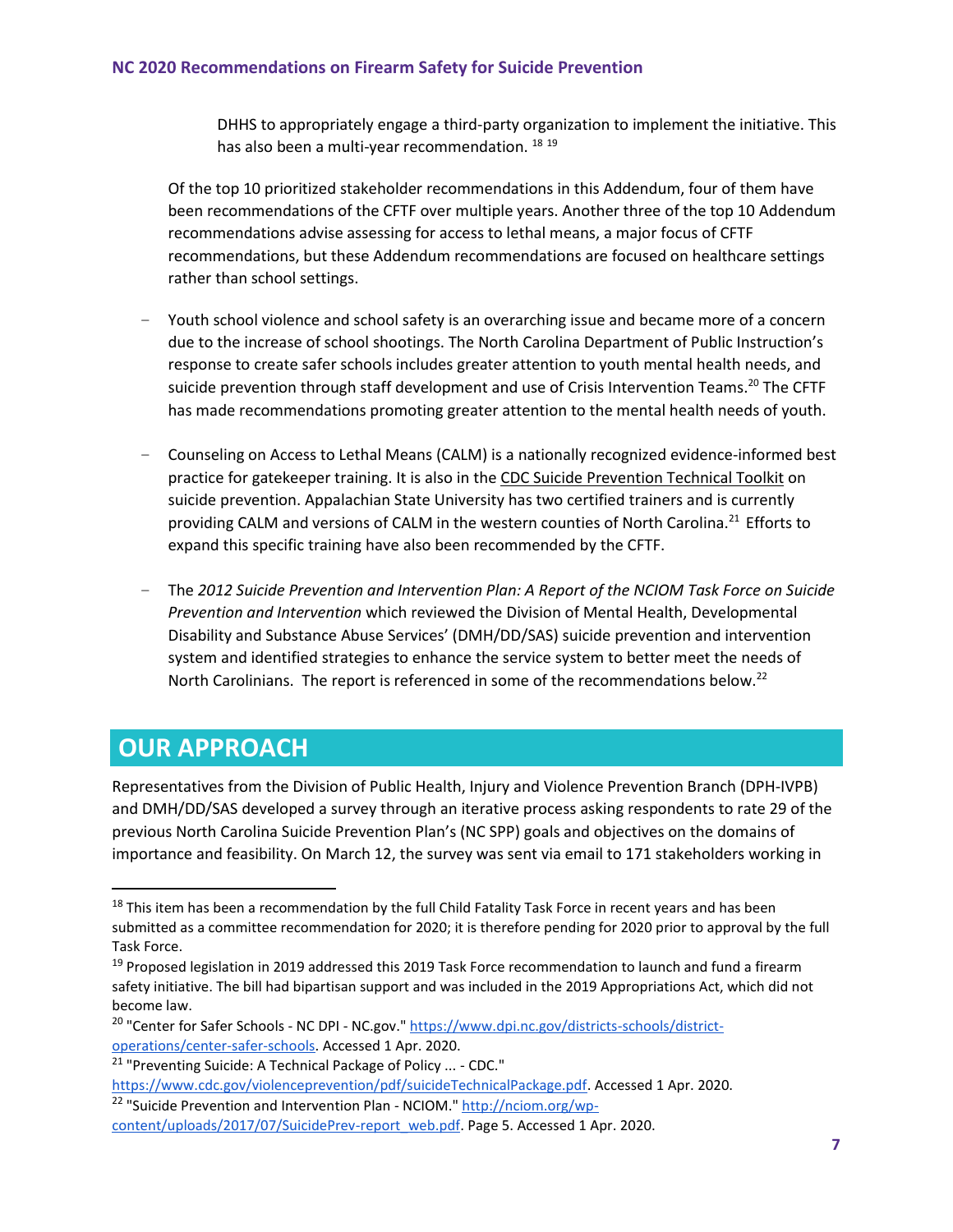DHHS to appropriately engage a third-party organization to implement the initiative. This has also been a multi-year recommendation. [18] [19]

Of the top 10 prioritized stakeholder recommendations in this Addendum, four of them have been recommendations of the CFTF over multiple years. Another three of the top 10 Addendum recommendations advise assessing for access to lethal means, a major focus of CFTF recommendations, but these Addendum recommendations are focused on healthcare settings rather than school settings.

- Youth school violence and school safety is an overarching issue and became more of a concern due to the increase of school shootings. The North Carolina Department of Public Instruction's response to create safer schools includes greater attention to youth mental health needs, and suicide prevention through staff development and use of Crisis Intervention Teams.[20] The CFTF has made recommendations promoting greater attention to the mental health needs of youth.

- Counseling on Access to Lethal Means (CALM) is a nationally recognized evidence-informed best practice for gatekeeper training. It is also in the CDC Suicide Prevention Technical Toolkit on suicide prevention. Appalachian State University has two certified trainers and is currently providing CALM and versions of CALM in the western counties of North Carolina.[21] Efforts to expand this specific training have also been recommended by the CFTF.

- The *2012 Suicide Prevention and Intervention Plan: A Report of the NCIOM Task Force on Suicide Prevention and Intervention* which reviewed the Division of Mental Health, Developmental Disability and Substance Abuse Services' (DMH/DD/SAS) suicide prevention and intervention system and identified strategies to enhance the service system to better meet the needs of North Carolinians. The report is referenced in some of the recommendations below.[22]

## OUR APPROACH

Representatives from the Division of Public Health, Injury and Violence Prevention Branch (DPH-IVPB) and DMH/DD/SAS developed a survey through an iterative process asking respondents to rate 29 of the previous North Carolina Suicide Prevention Plan's (NC SPP) goals and objectives on the domains of importance and feasibility. On March 12, the survey was sent via email to 171 stakeholders working in

---

[18] This item has been a recommendation by the full Child Fatality Task Force in recent years and has been submitted as a committee recommendation for 2020; it is therefore pending for 2020 prior to approval by the full Task Force.

[19] Proposed legislation in 2019 addressed this 2019 Task Force recommendation to launch and fund a firearm safety initiative. The bill had bipartisan support and was included in the 2019 Appropriations Act, which did not become law.

[20] "Center for Safer Schools - NC DPI - NC.gov." https://www.dpi.nc.gov/districts-schools/district-operations/center-safer-schools. Accessed 1 Apr. 2020.

[21] "Preventing Suicide: A Technical Package of Policy ... - CDC." https://www.cdc.gov/violenceprevention/pdf/suicideTechnicalPackage.pdf. Accessed 1 Apr. 2020.

[22] "Suicide Prevention and Intervention Plan - NCIOM." http://nciom.org/wp-content/uploads/2017/07/SuicidePrev-report_web.pdf. Page 5. Accessed 1 Apr. 2020.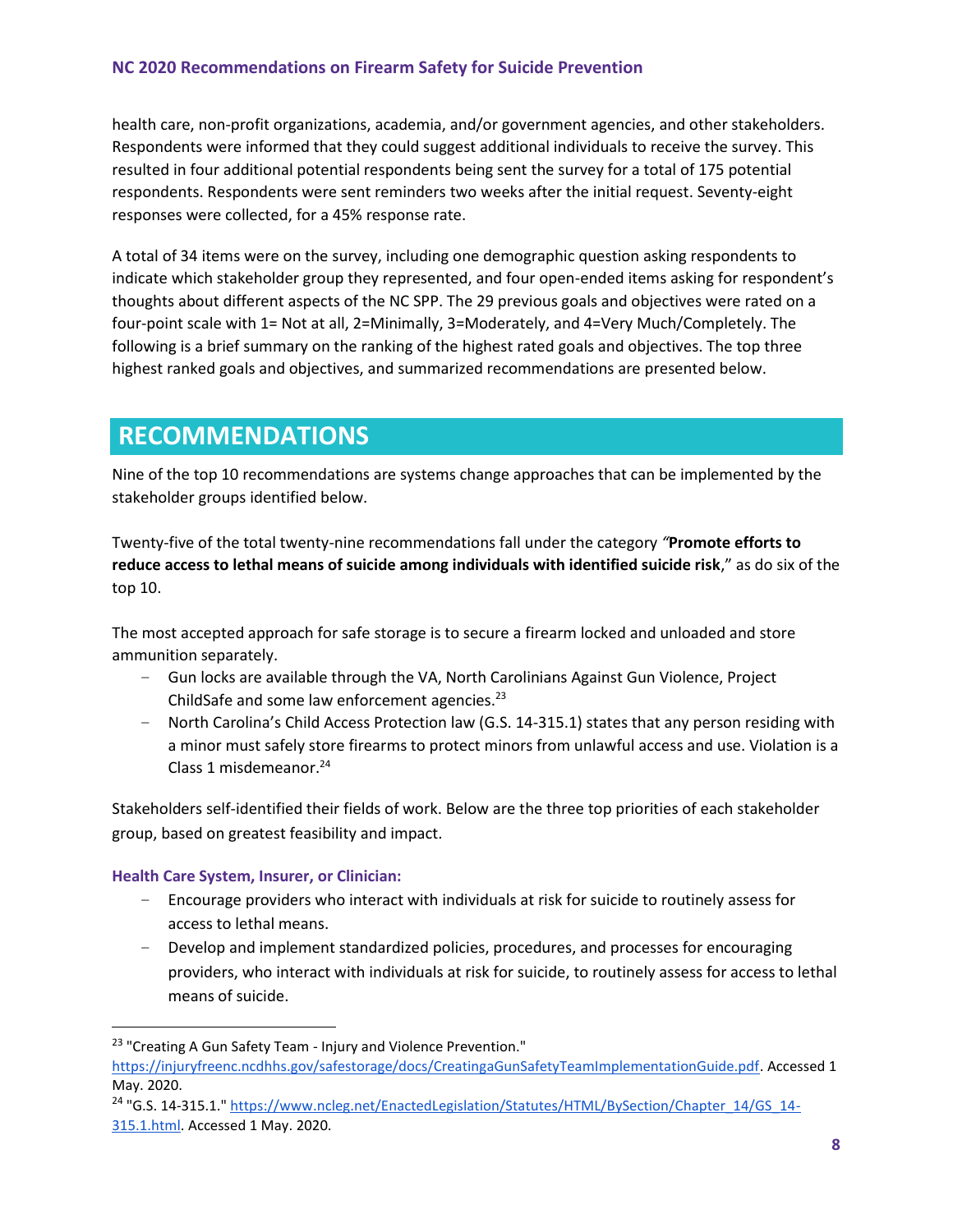health care, non-profit organizations, academia, and/or government agencies, and other stakeholders. Respondents were informed that they could suggest additional individuals to receive the survey. This resulted in four additional potential respondents being sent the survey for a total of 175 potential respondents. Respondents were sent reminders two weeks after the initial request. Seventy-eight responses were collected, for a 45% response rate.

A total of 34 items were on the survey, including one demographic question asking respondents to indicate which stakeholder group they represented, and four open-ended items asking for respondent's thoughts about different aspects of the NC SPP. The 29 previous goals and objectives were rated on a four-point scale with 1= Not at all, 2=Minimally, 3=Moderately, and 4=Very Much/Completely. The following is a brief summary on the ranking of the highest rated goals and objectives. The top three highest ranked goals and objectives, and summarized recommendations are presented below.

## RECOMMENDATIONS

Nine of the top 10 recommendations are systems change approaches that can be implemented by the stakeholder groups identified below.

Twenty-five of the total twenty-nine recommendations fall under the category *"***Promote efforts to reduce access to lethal means of suicide among individuals with identified suicide risk**," as do six of the top 10.

The most accepted approach for safe storage is to secure a firearm locked and unloaded and store ammunition separately.

- Gun locks are available through the VA, North Carolinians Against Gun Violence, Project ChildSafe and some law enforcement agencies.[23]
- North Carolina's Child Access Protection law (G.S. 14-315.1) states that any person residing with a minor must safely store firearms to protect minors from unlawful access and use. Violation is a Class 1 misdemeanor.[24]

Stakeholders self-identified their fields of work. Below are the three top priorities of each stakeholder group, based on greatest feasibility and impact.

### Health Care System, Insurer, or Clinician:

- Encourage providers who interact with individuals at risk for suicide to routinely assess for access to lethal means.
- Develop and implement standardized policies, procedures, and processes for encouraging providers, who interact with individuals at risk for suicide, to routinely assess for access to lethal means of suicide.

[23] "Creating A Gun Safety Team - Injury and Violence Prevention." https://injuryfreenc.ncdhhs.gov/safestorage/docs/CreatingaGunSafetyTeamImplementationGuide.pdf. Accessed 1 May. 2020.

[24] "G.S. 14-315.1." https://www.ncleg.net/EnactedLegislation/Statutes/HTML/BySection/Chapter_14/GS_14-315.1.html. Accessed 1 May. 2020.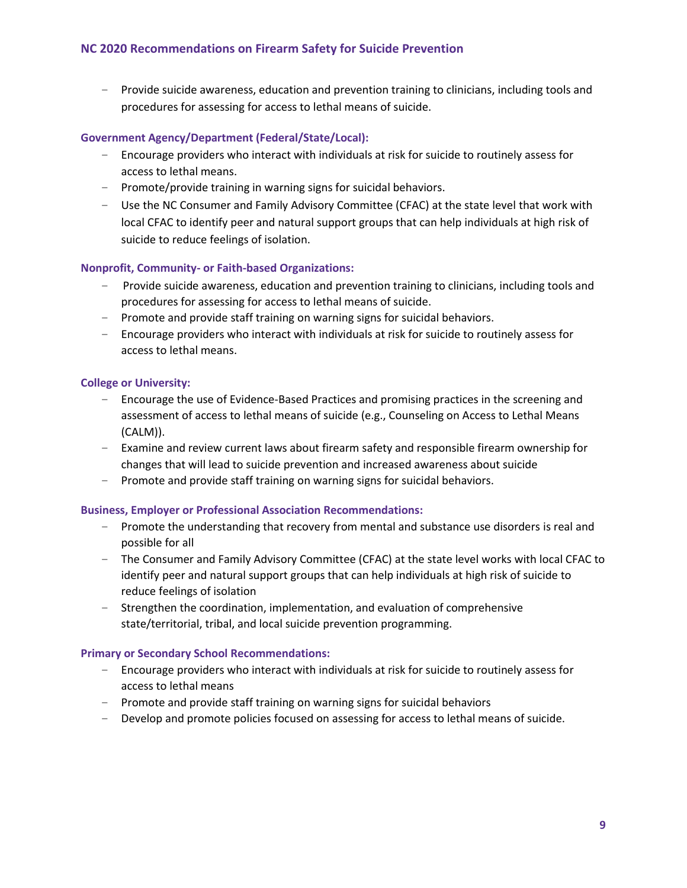- Provide suicide awareness, education and prevention training to clinicians, including tools and procedures for assessing for access to lethal means of suicide.

### Government Agency/Department (Federal/State/Local):

- Encourage providers who interact with individuals at risk for suicide to routinely assess for access to lethal means.
- Promote/provide training in warning signs for suicidal behaviors.
- Use the NC Consumer and Family Advisory Committee (CFAC) at the state level that work with local CFAC to identify peer and natural support groups that can help individuals at high risk of suicide to reduce feelings of isolation.

### Nonprofit, Community- or Faith-based Organizations:

- Provide suicide awareness, education and prevention training to clinicians, including tools and procedures for assessing for access to lethal means of suicide.
- Promote and provide staff training on warning signs for suicidal behaviors.
- Encourage providers who interact with individuals at risk for suicide to routinely assess for access to lethal means.

### College or University:

- Encourage the use of Evidence-Based Practices and promising practices in the screening and assessment of access to lethal means of suicide (e.g., Counseling on Access to Lethal Means (CALM)).
- Examine and review current laws about firearm safety and responsible firearm ownership for changes that will lead to suicide prevention and increased awareness about suicide
- Promote and provide staff training on warning signs for suicidal behaviors.

### Business, Employer or Professional Association Recommendations:

- Promote the understanding that recovery from mental and substance use disorders is real and possible for all
- The Consumer and Family Advisory Committee (CFAC) at the state level works with local CFAC to identify peer and natural support groups that can help individuals at high risk of suicide to reduce feelings of isolation
- Strengthen the coordination, implementation, and evaluation of comprehensive state/territorial, tribal, and local suicide prevention programming.

### Primary or Secondary School Recommendations:

- Encourage providers who interact with individuals at risk for suicide to routinely assess for access to lethal means
- Promote and provide staff training on warning signs for suicidal behaviors
- Develop and promote policies focused on assessing for access to lethal means of suicide.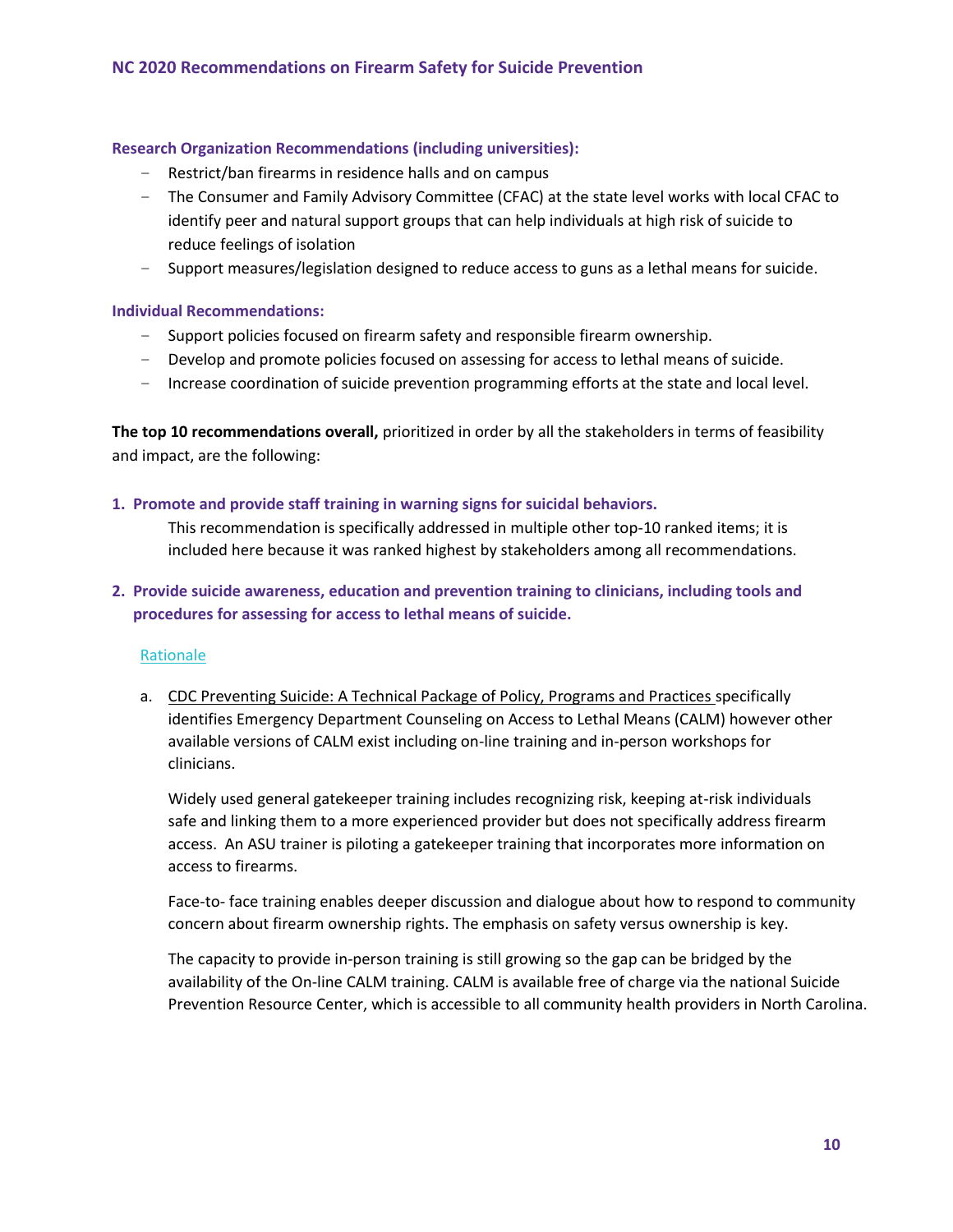**Research Organization Recommendations (including universities):**

- Restrict/ban firearms in residence halls and on campus
- The Consumer and Family Advisory Committee (CFAC) at the state level works with local CFAC to identify peer and natural support groups that can help individuals at high risk of suicide to reduce feelings of isolation
- Support measures/legislation designed to reduce access to guns as a lethal means for suicide.

**Individual Recommendations:**

- Support policies focused on firearm safety and responsible firearm ownership.
- Develop and promote policies focused on assessing for access to lethal means of suicide.
- Increase coordination of suicide prevention programming efforts at the state and local level.

**The top 10 recommendations overall,** prioritized in order by all the stakeholders in terms of feasibility and impact, are the following:

1. **Promote and provide staff training in warning signs for suicidal behaviors.**

   This recommendation is specifically addressed in multiple other top-10 ranked items; it is included here because it was ranked highest by stakeholders among all recommendations.

2. **Provide suicide awareness, education and prevention training to clinicians, including tools and procedures for assessing for access to lethal means of suicide.**

   Rationale

   a. CDC Preventing Suicide: A Technical Package of Policy, Programs and Practices specifically identifies Emergency Department Counseling on Access to Lethal Means (CALM) however other available versions of CALM exist including on-line training and in-person workshops for clinicians.

      Widely used general gatekeeper training includes recognizing risk, keeping at-risk individuals safe and linking them to a more experienced provider but does not specifically address firearm access. An ASU trainer is piloting a gatekeeper training that incorporates more information on access to firearms.

      Face-to- face training enables deeper discussion and dialogue about how to respond to community concern about firearm ownership rights. The emphasis on safety versus ownership is key.

      The capacity to provide in-person training is still growing so the gap can be bridged by the availability of the On-line CALM training. CALM is available free of charge via the national Suicide Prevention Resource Center, which is accessible to all community health providers in North Carolina.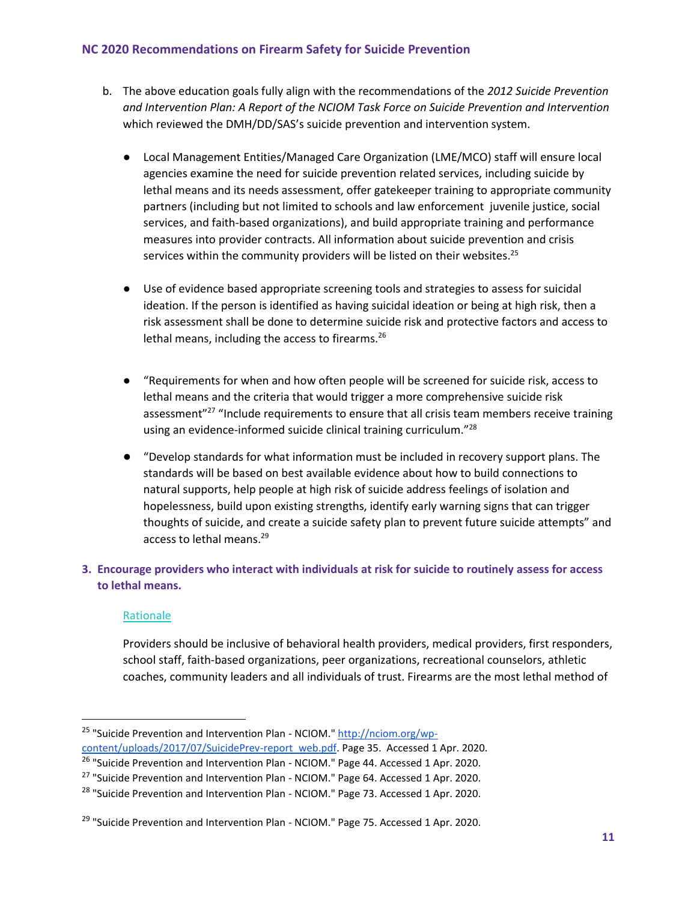b. The above education goals fully align with the recommendations of the *2012 Suicide Prevention and Intervention Plan: A Report of the NCIOM Task Force on Suicide Prevention and Intervention* which reviewed the DMH/DD/SAS's suicide prevention and intervention system.

- Local Management Entities/Managed Care Organization (LME/MCO) staff will ensure local agencies examine the need for suicide prevention related services, including suicide by lethal means and its needs assessment, offer gatekeeper training to appropriate community partners (including but not limited to schools and law enforcement juvenile justice, social services, and faith-based organizations), and build appropriate training and performance measures into provider contracts. All information about suicide prevention and crisis services within the community providers will be listed on their websites.[25]

- Use of evidence based appropriate screening tools and strategies to assess for suicidal ideation. If the person is identified as having suicidal ideation or being at high risk, then a risk assessment shall be done to determine suicide risk and protective factors and access to lethal means, including the access to firearms.[26]

- "Requirements for when and how often people will be screened for suicide risk, access to lethal means and the criteria that would trigger a more comprehensive suicide risk assessment"[27] "Include requirements to ensure that all crisis team members receive training using an evidence-informed suicide clinical training curriculum."[28]

- "Develop standards for what information must be included in recovery support plans. The standards will be based on best available evidence about how to build connections to natural supports, help people at high risk of suicide address feelings of isolation and hopelessness, build upon existing strengths, identify early warning signs that can trigger thoughts of suicide, and create a suicide safety plan to prevent future suicide attempts" and access to lethal means.[29]

**3. Encourage providers who interact with individuals at risk for suicide to routinely assess for access to lethal means.**

Rationale

Providers should be inclusive of behavioral health providers, medical providers, first responders, school staff, faith-based organizations, peer organizations, recreational counselors, athletic coaches, community leaders and all individuals of trust. Firearms are the most lethal method of

---

[25] "Suicide Prevention and Intervention Plan - NCIOM." http://nciom.org/wp-content/uploads/2017/07/SuicidePrev-report_web.pdf. Page 35. Accessed 1 Apr. 2020.

[26] "Suicide Prevention and Intervention Plan - NCIOM." Page 44. Accessed 1 Apr. 2020.

[27] "Suicide Prevention and Intervention Plan - NCIOM." Page 64. Accessed 1 Apr. 2020.

[28] "Suicide Prevention and Intervention Plan - NCIOM." Page 73. Accessed 1 Apr. 2020.

[29] "Suicide Prevention and Intervention Plan - NCIOM." Page 75. Accessed 1 Apr. 2020.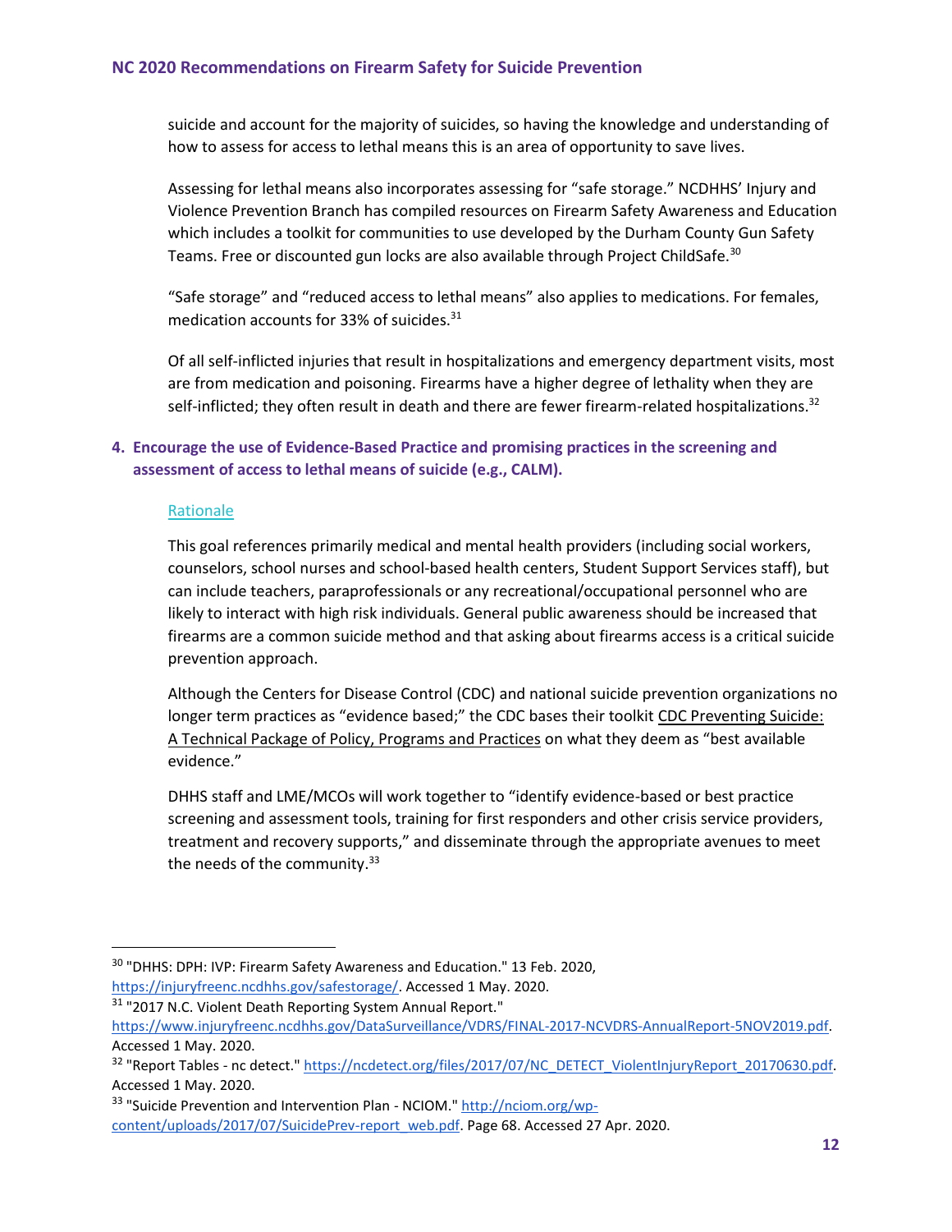suicide and account for the majority of suicides, so having the knowledge and understanding of how to assess for access to lethal means this is an area of opportunity to save lives.

Assessing for lethal means also incorporates assessing for "safe storage." NCDHHS' Injury and Violence Prevention Branch has compiled resources on Firearm Safety Awareness and Education which includes a toolkit for communities to use developed by the Durham County Gun Safety Teams. Free or discounted gun locks are also available through Project ChildSafe.[30]

"Safe storage" and "reduced access to lethal means" also applies to medications. For females, medication accounts for 33% of suicides.[31]

Of all self-inflicted injuries that result in hospitalizations and emergency department visits, most are from medication and poisoning. Firearms have a higher degree of lethality when they are self-inflicted; they often result in death and there are fewer firearm-related hospitalizations.[32]

**4. Encourage the use of Evidence-Based Practice and promising practices in the screening and assessment of access to lethal means of suicide (e.g., CALM).**

Rationale

This goal references primarily medical and mental health providers (including social workers, counselors, school nurses and school-based health centers, Student Support Services staff), but can include teachers, paraprofessionals or any recreational/occupational personnel who are likely to interact with high risk individuals. General public awareness should be increased that firearms are a common suicide method and that asking about firearms access is a critical suicide prevention approach.

Although the Centers for Disease Control (CDC) and national suicide prevention organizations no longer term practices as "evidence based;" the CDC bases their toolkit CDC Preventing Suicide: A Technical Package of Policy, Programs and Practices on what they deem as "best available evidence."

DHHS staff and LME/MCOs will work together to "identify evidence-based or best practice screening and assessment tools, training for first responders and other crisis service providers, treatment and recovery supports," and disseminate through the appropriate avenues to meet the needs of the community.[33]

---

[30] "DHHS: DPH: IVP: Firearm Safety Awareness and Education." 13 Feb. 2020, https://injuryfreenc.ncdhhs.gov/safestorage/. Accessed 1 May. 2020.

[31] "2017 N.C. Violent Death Reporting System Annual Report." https://www.injuryfreenc.ncdhhs.gov/DataSurveillance/VDRS/FINAL-2017-NCVDRS-AnnualReport-5NOV2019.pdf. Accessed 1 May. 2020.

[32] "Report Tables - nc detect." https://ncdetect.org/files/2017/07/NC_DETECT_ViolentInjuryReport_20170630.pdf. Accessed 1 May. 2020.

[33] "Suicide Prevention and Intervention Plan - NCIOM." http://nciom.org/wp-content/uploads/2017/07/SuicidePrev-report_web.pdf. Page 68. Accessed 27 Apr. 2020.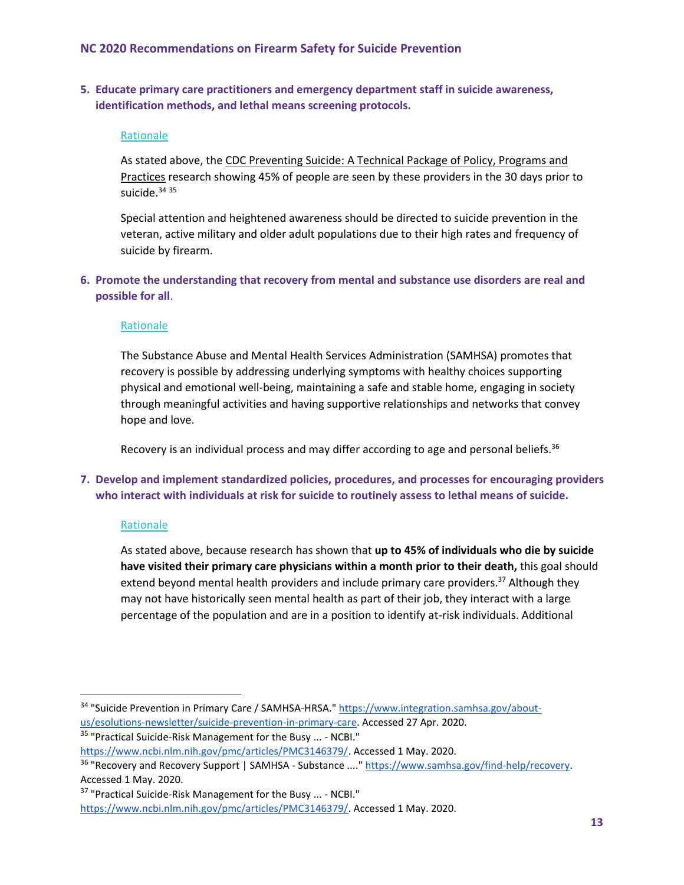5. **Educate primary care practitioners and emergency department staff in suicide awareness, identification methods, and lethal means screening protocols.**

   Rationale

   As stated above, the CDC Preventing Suicide: A Technical Package of Policy, Programs and Practices research showing 45% of people are seen by these providers in the 30 days prior to suicide.[34] [35]

   Special attention and heightened awareness should be directed to suicide prevention in the veteran, active military and older adult populations due to their high rates and frequency of suicide by firearm.

6. **Promote the understanding that recovery from mental and substance use disorders are real and possible for all**.

   Rationale

   The Substance Abuse and Mental Health Services Administration (SAMHSA) promotes that recovery is possible by addressing underlying symptoms with healthy choices supporting physical and emotional well-being, maintaining a safe and stable home, engaging in society through meaningful activities and having supportive relationships and networks that convey hope and love.

   Recovery is an individual process and may differ according to age and personal beliefs.[36]

7. **Develop and implement standardized policies, procedures, and processes for encouraging providers who interact with individuals at risk for suicide to routinely assess to lethal means of suicide.**

   Rationale

   As stated above, because research has shown that **up to 45% of individuals who die by suicide have visited their primary care physicians within a month prior to their death,** this goal should extend beyond mental health providers and include primary care providers.[37] Although they may not have historically seen mental health as part of their job, they interact with a large percentage of the population and are in a position to identify at-risk individuals. Additional

---

[34] "Suicide Prevention in Primary Care / SAMHSA-HRSA." https://www.integration.samhsa.gov/about-us/esolutions-newsletter/suicide-prevention-in-primary-care. Accessed 27 Apr. 2020.

[35] "Practical Suicide-Risk Management for the Busy ... - NCBI." https://www.ncbi.nlm.nih.gov/pmc/articles/PMC3146379/. Accessed 1 May. 2020.

[36] "Recovery and Recovery Support | SAMHSA - Substance ...." https://www.samhsa.gov/find-help/recovery. Accessed 1 May. 2020.

[37] "Practical Suicide-Risk Management for the Busy ... - NCBI." https://www.ncbi.nlm.nih.gov/pmc/articles/PMC3146379/. Accessed 1 May. 2020.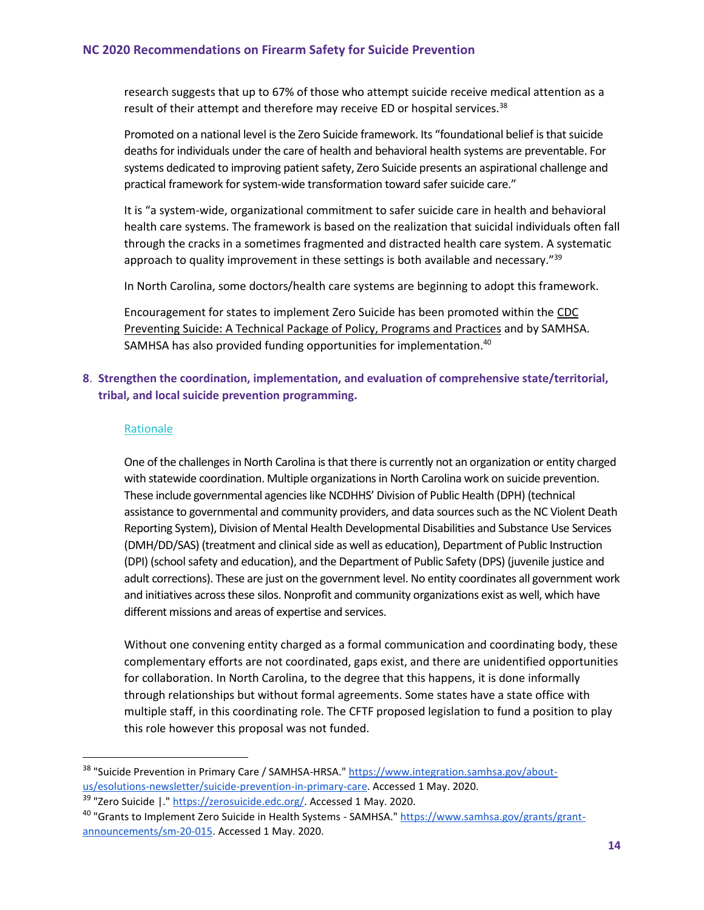research suggests that up to 67% of those who attempt suicide receive medical attention as a result of their attempt and therefore may receive ED or hospital services.[38]

Promoted on a national level is the Zero Suicide framework. Its "foundational belief is that suicide deaths for individuals under the care of health and behavioral health systems are preventable. For systems dedicated to improving patient safety, Zero Suicide presents an aspirational challenge and practical framework for system-wide transformation toward safer suicide care."

It is "a system-wide, organizational commitment to safer suicide care in health and behavioral health care systems. The framework is based on the realization that suicidal individuals often fall through the cracks in a sometimes fragmented and distracted health care system. A systematic approach to quality improvement in these settings is both available and necessary."[39]

In North Carolina, some doctors/health care systems are beginning to adopt this framework.

Encouragement for states to implement Zero Suicide has been promoted within the CDC Preventing Suicide: A Technical Package of Policy, Programs and Practices and by SAMHSA. SAMHSA has also provided funding opportunities for implementation.[40]

**8. Strengthen the coordination, implementation, and evaluation of comprehensive state/territorial, tribal, and local suicide prevention programming.**

Rationale

One of the challenges in North Carolina is that there is currently not an organization or entity charged with statewide coordination. Multiple organizations in North Carolina work on suicide prevention. These include governmental agencies like NCDHHS' Division of Public Health (DPH) (technical assistance to governmental and community providers, and data sources such as the NC Violent Death Reporting System), Division of Mental Health Developmental Disabilities and Substance Use Services (DMH/DD/SAS) (treatment and clinical side as well as education), Department of Public Instruction (DPI) (school safety and education), and the Department of Public Safety (DPS) (juvenile justice and adult corrections). These are just on the government level. No entity coordinates all government work and initiatives across these silos. Nonprofit and community organizations exist as well, which have different missions and areas of expertise and services.

Without one convening entity charged as a formal communication and coordinating body, these complementary efforts are not coordinated, gaps exist, and there are unidentified opportunities for collaboration. In North Carolina, to the degree that this happens, it is done informally through relationships but without formal agreements. Some states have a state office with multiple staff, in this coordinating role. The CFTF proposed legislation to fund a position to play this role however this proposal was not funded.

---

[38] "Suicide Prevention in Primary Care / SAMHSA-HRSA." https://www.integration.samhsa.gov/about-us/esolutions-newsletter/suicide-prevention-in-primary-care. Accessed 1 May. 2020.

[39] "Zero Suicide |." https://zerosuicide.edc.org/. Accessed 1 May. 2020.

[40] "Grants to Implement Zero Suicide in Health Systems - SAMHSA." https://www.samhsa.gov/grants/grant-announcements/sm-20-015. Accessed 1 May. 2020.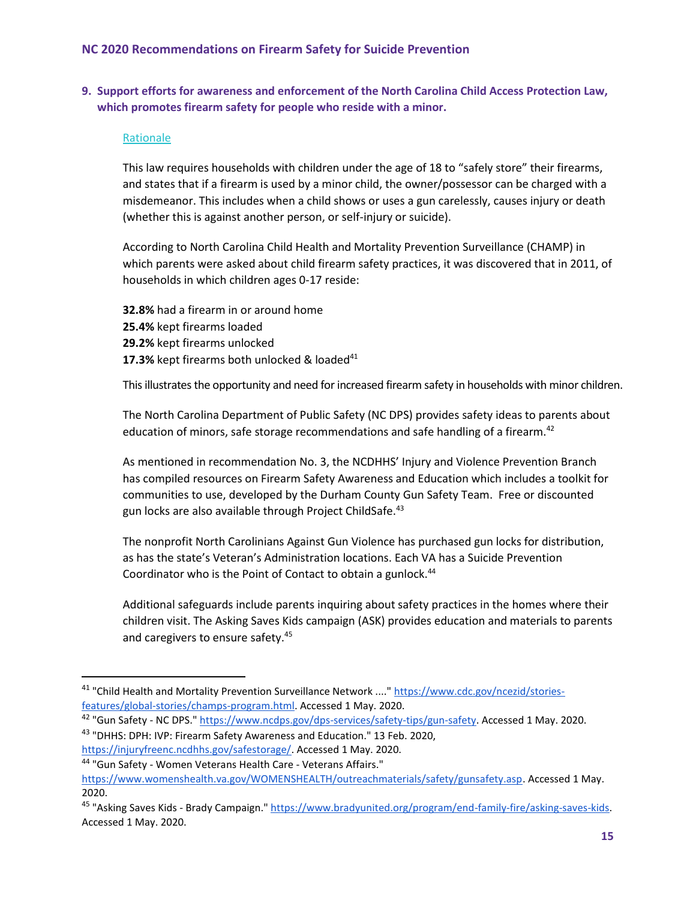**9. Support efforts for awareness and enforcement of the North Carolina Child Access Protection Law, which promotes firearm safety for people who reside with a minor.**

Rationale

This law requires households with children under the age of 18 to "safely store" their firearms, and states that if a firearm is used by a minor child, the owner/possessor can be charged with a misdemeanor. This includes when a child shows or uses a gun carelessly, causes injury or death (whether this is against another person, or self-injury or suicide).

According to North Carolina Child Health and Mortality Prevention Surveillance (CHAMP) in which parents were asked about child firearm safety practices, it was discovered that in 2011, of households in which children ages 0-17 reside:

**32.8%** had a firearm in or around home
**25.4%** kept firearms loaded
**29.2%** kept firearms unlocked
**17.3%** kept firearms both unlocked & loaded[41]

This illustrates the opportunity and need for increased firearm safety in households with minor children.

The North Carolina Department of Public Safety (NC DPS) provides safety ideas to parents about education of minors, safe storage recommendations and safe handling of a firearm.[42]

As mentioned in recommendation No. 3, the NCDHHS' Injury and Violence Prevention Branch has compiled resources on Firearm Safety Awareness and Education which includes a toolkit for communities to use, developed by the Durham County Gun Safety Team. Free or discounted gun locks are also available through Project ChildSafe.[43]

The nonprofit North Carolinians Against Gun Violence has purchased gun locks for distribution, as has the state's Veteran's Administration locations. Each VA has a Suicide Prevention Coordinator who is the Point of Contact to obtain a gunlock.[44]

Additional safeguards include parents inquiring about safety practices in the homes where their children visit. The Asking Saves Kids campaign (ASK) provides education and materials to parents and caregivers to ensure safety.[45]

---

[41] "Child Health and Mortality Prevention Surveillance Network ...." https://www.cdc.gov/ncezid/stories-features/global-stories/champs-program.html. Accessed 1 May. 2020.

[42] "Gun Safety - NC DPS." https://www.ncdps.gov/dps-services/safety-tips/gun-safety. Accessed 1 May. 2020.

[43] "DHHS: DPH: IVP: Firearm Safety Awareness and Education." 13 Feb. 2020, https://injuryfreenc.ncdhhs.gov/safestorage/. Accessed 1 May. 2020.

[44] "Gun Safety - Women Veterans Health Care - Veterans Affairs." https://www.womenshealth.va.gov/WOMENSHEALTH/outreachmaterials/safety/gunsafety.asp. Accessed 1 May. 2020.

[45] "Asking Saves Kids - Brady Campaign." https://www.bradyunited.org/program/end-family-fire/asking-saves-kids. Accessed 1 May. 2020.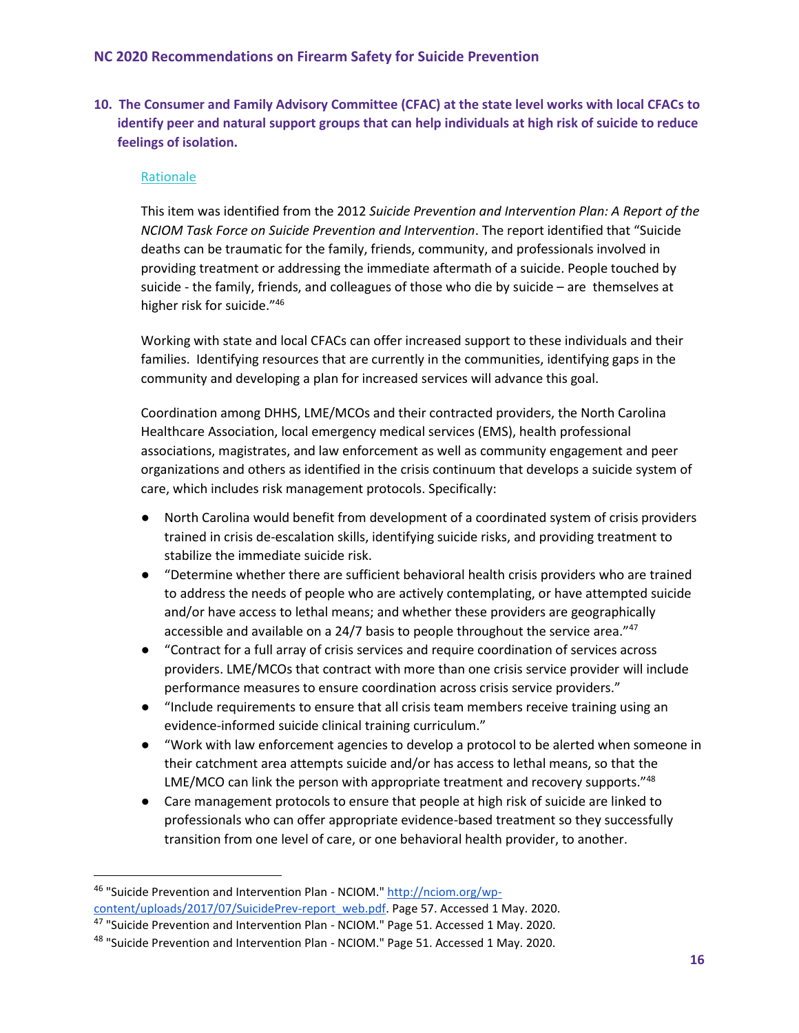**10. The Consumer and Family Advisory Committee (CFAC) at the state level works with local CFACs to identify peer and natural support groups that can help individuals at high risk of suicide to reduce feelings of isolation.**

Rationale

This item was identified from the 2012 *Suicide Prevention and Intervention Plan: A Report of the NCIOM Task Force on Suicide Prevention and Intervention*. The report identified that "Suicide deaths can be traumatic for the family, friends, community, and professionals involved in providing treatment or addressing the immediate aftermath of a suicide. People touched by suicide - the family, friends, and colleagues of those who die by suicide – are themselves at higher risk for suicide."[46]

Working with state and local CFACs can offer increased support to these individuals and their families. Identifying resources that are currently in the communities, identifying gaps in the community and developing a plan for increased services will advance this goal.

Coordination among DHHS, LME/MCOs and their contracted providers, the North Carolina Healthcare Association, local emergency medical services (EMS), health professional associations, magistrates, and law enforcement as well as community engagement and peer organizations and others as identified in the crisis continuum that develops a suicide system of care, which includes risk management protocols. Specifically:

- North Carolina would benefit from development of a coordinated system of crisis providers trained in crisis de-escalation skills, identifying suicide risks, and providing treatment to stabilize the immediate suicide risk.
- "Determine whether there are sufficient behavioral health crisis providers who are trained to address the needs of people who are actively contemplating, or have attempted suicide and/or have access to lethal means; and whether these providers are geographically accessible and available on a 24/7 basis to people throughout the service area."[47]
- "Contract for a full array of crisis services and require coordination of services across providers. LME/MCOs that contract with more than one crisis service provider will include performance measures to ensure coordination across crisis service providers."
- "Include requirements to ensure that all crisis team members receive training using an evidence-informed suicide clinical training curriculum."
- "Work with law enforcement agencies to develop a protocol to be alerted when someone in their catchment area attempts suicide and/or has access to lethal means, so that the LME/MCO can link the person with appropriate treatment and recovery supports."[48]
- Care management protocols to ensure that people at high risk of suicide are linked to professionals who can offer appropriate evidence-based treatment so they successfully transition from one level of care, or one behavioral health provider, to another.

---

[46] "Suicide Prevention and Intervention Plan - NCIOM." http://nciom.org/wp-content/uploads/2017/07/SuicidePrev-report_web.pdf. Page 57. Accessed 1 May. 2020.

[47] "Suicide Prevention and Intervention Plan - NCIOM." Page 51. Accessed 1 May. 2020.

[48] "Suicide Prevention and Intervention Plan - NCIOM." Page 51. Accessed 1 May. 2020.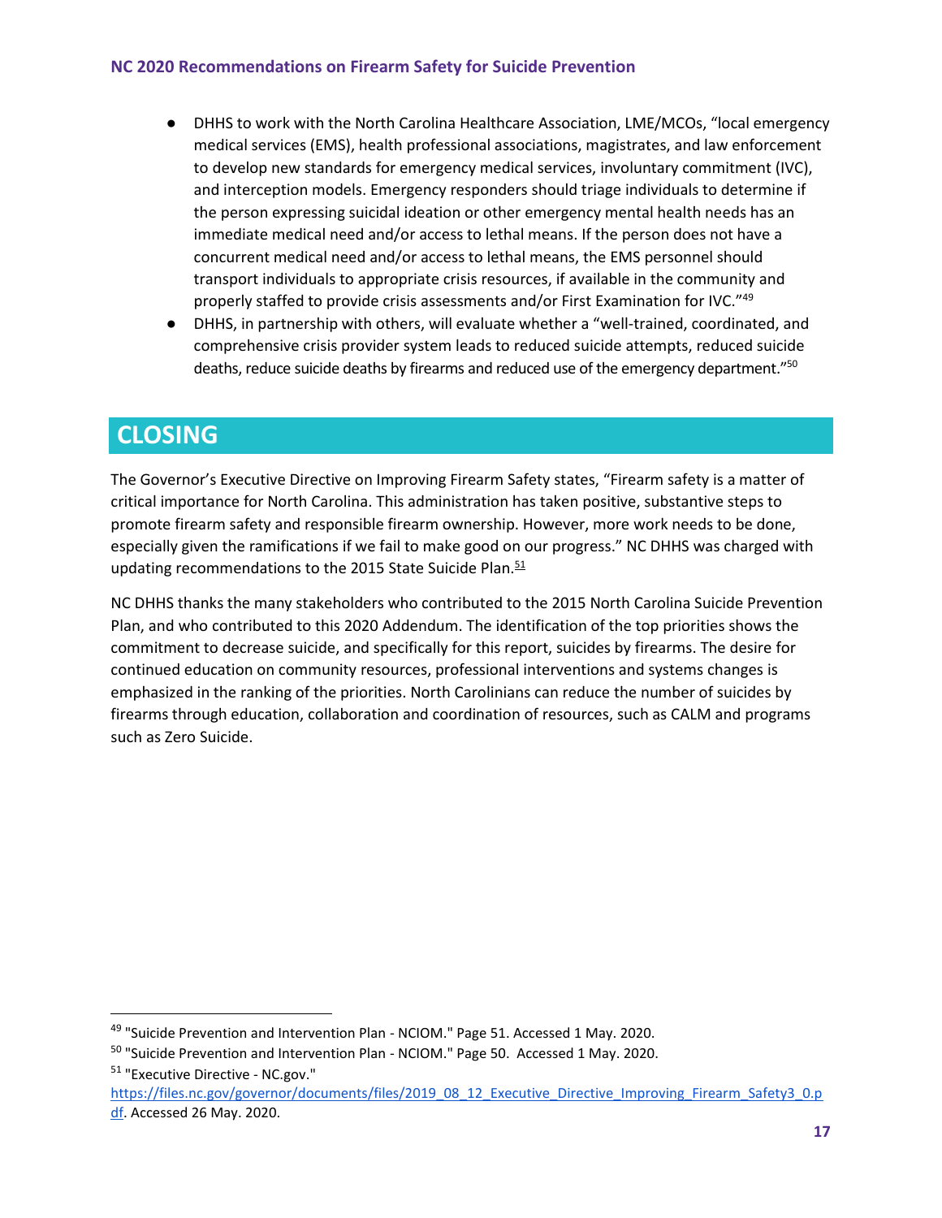- DHHS to work with the North Carolina Healthcare Association, LME/MCOs, "local emergency medical services (EMS), health professional associations, magistrates, and law enforcement to develop new standards for emergency medical services, involuntary commitment (IVC), and interception models. Emergency responders should triage individuals to determine if the person expressing suicidal ideation or other emergency mental health needs has an immediate medical need and/or access to lethal means. If the person does not have a concurrent medical need and/or access to lethal means, the EMS personnel should transport individuals to appropriate crisis resources, if available in the community and properly staffed to provide crisis assessments and/or First Examination for IVC."[49]
- DHHS, in partnership with others, will evaluate whether a "well-trained, coordinated, and comprehensive crisis provider system leads to reduced suicide attempts, reduced suicide deaths, reduce suicide deaths by firearms and reduced use of the emergency department."[50]

## CLOSING

The Governor's Executive Directive on Improving Firearm Safety states, "Firearm safety is a matter of critical importance for North Carolina. This administration has taken positive, substantive steps to promote firearm safety and responsible firearm ownership. However, more work needs to be done, especially given the ramifications if we fail to make good on our progress." NC DHHS was charged with updating recommendations to the 2015 State Suicide Plan.[51]

NC DHHS thanks the many stakeholders who contributed to the 2015 North Carolina Suicide Prevention Plan, and who contributed to this 2020 Addendum. The identification of the top priorities shows the commitment to decrease suicide, and specifically for this report, suicides by firearms. The desire for continued education on community resources, professional interventions and systems changes is emphasized in the ranking of the priorities. North Carolinians can reduce the number of suicides by firearms through education, collaboration and coordination of resources, such as CALM and programs such as Zero Suicide.

---

[49] "Suicide Prevention and Intervention Plan - NCIOM." Page 51. Accessed 1 May. 2020.

[50] "Suicide Prevention and Intervention Plan - NCIOM." Page 50. Accessed 1 May. 2020.

[51] "Executive Directive - NC.gov." https://files.nc.gov/governor/documents/files/2019_08_12_Executive_Directive_Improving_Firearm_Safety3_0.pdf. Accessed 26 May. 2020.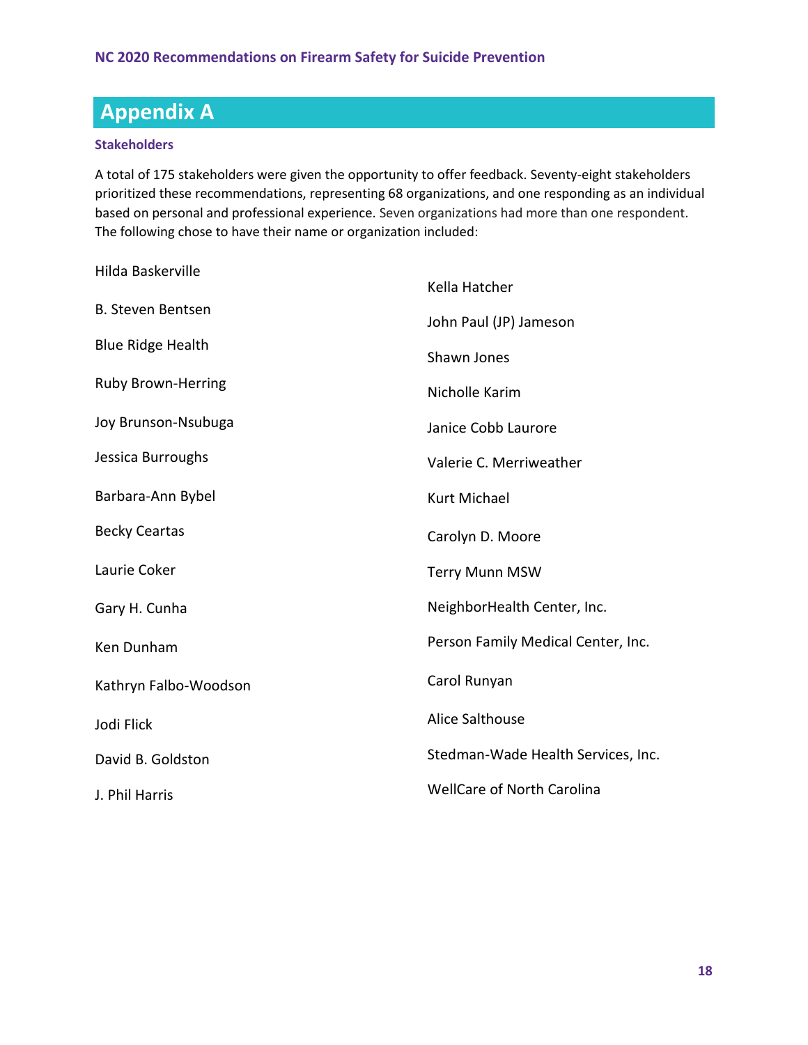# Appendix A

### Stakeholders

A total of 175 stakeholders were given the opportunity to offer feedback. Seventy-eight stakeholders prioritized these recommendations, representing 68 organizations, and one responding as an individual based on personal and professional experience. Seven organizations had more than one respondent. The following chose to have their name or organization included:

Hilda Baskerville

B. Steven Bentsen

Blue Ridge Health

Ruby Brown-Herring

Joy Brunson-Nsubuga

Jessica Burroughs

Barbara-Ann Bybel

Becky Ceartas

Laurie Coker

Gary H. Cunha

Ken Dunham

Kathryn Falbo-Woodson

Jodi Flick

David B. Goldston

J. Phil Harris

Kella Hatcher

John Paul (JP) Jameson

Shawn Jones

Nicholle Karim

Janice Cobb Laurore

Valerie C. Merriweather

Kurt Michael

Carolyn D. Moore

Terry Munn MSW

NeighborHealth Center, Inc.

Person Family Medical Center, Inc.

Carol Runyan

Alice Salthouse

Stedman-Wade Health Services, Inc.

WellCare of North Carolina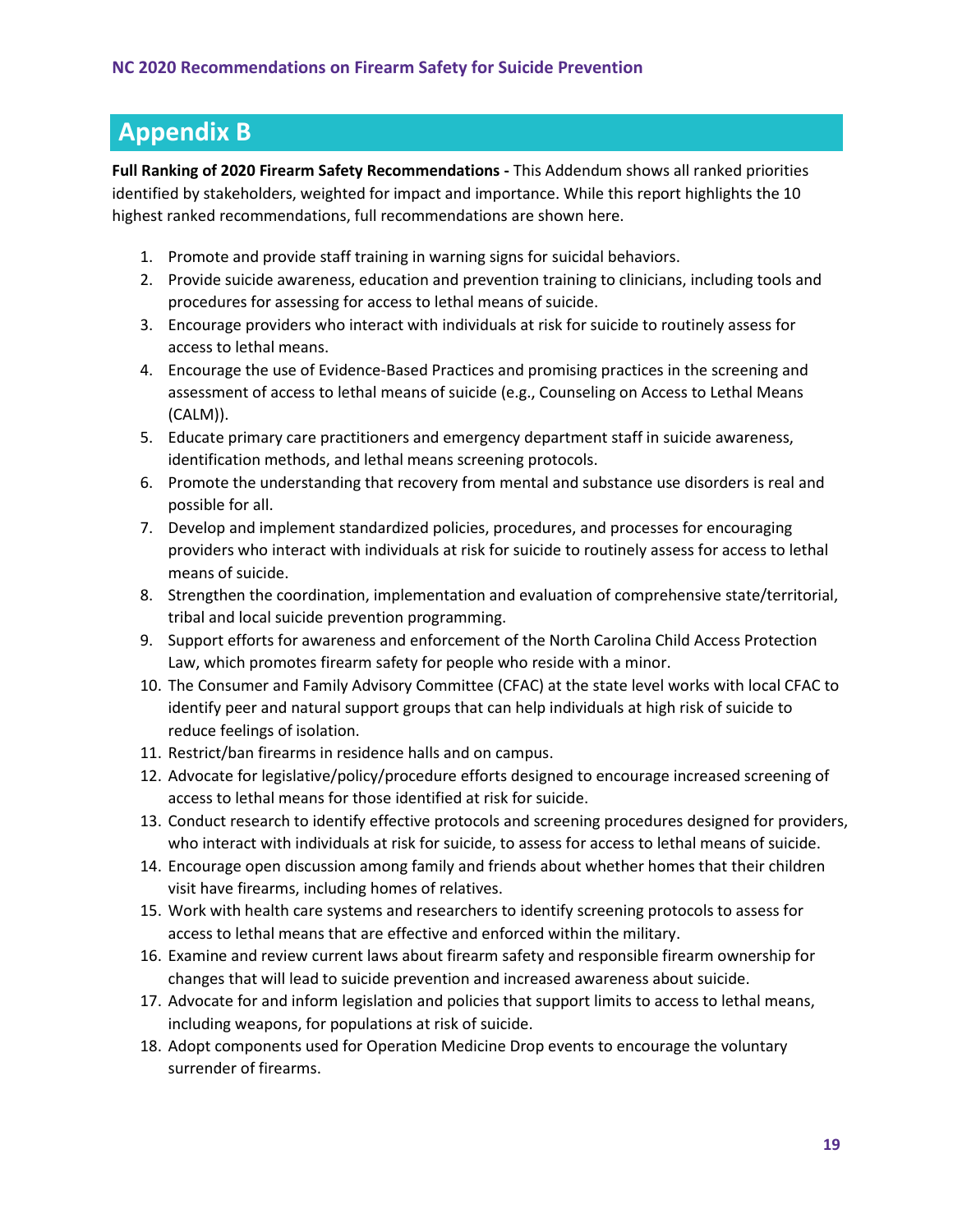# Appendix B

**Full Ranking of 2020 Firearm Safety Recommendations -** This Addendum shows all ranked priorities identified by stakeholders, weighted for impact and importance. While this report highlights the 10 highest ranked recommendations, full recommendations are shown here.

1. Promote and provide staff training in warning signs for suicidal behaviors.
2. Provide suicide awareness, education and prevention training to clinicians, including tools and procedures for assessing for access to lethal means of suicide.
3. Encourage providers who interact with individuals at risk for suicide to routinely assess for access to lethal means.
4. Encourage the use of Evidence-Based Practices and promising practices in the screening and assessment of access to lethal means of suicide (e.g., Counseling on Access to Lethal Means (CALM)).
5. Educate primary care practitioners and emergency department staff in suicide awareness, identification methods, and lethal means screening protocols.
6. Promote the understanding that recovery from mental and substance use disorders is real and possible for all.
7. Develop and implement standardized policies, procedures, and processes for encouraging providers who interact with individuals at risk for suicide to routinely assess for access to lethal means of suicide.
8. Strengthen the coordination, implementation and evaluation of comprehensive state/territorial, tribal and local suicide prevention programming.
9. Support efforts for awareness and enforcement of the North Carolina Child Access Protection Law, which promotes firearm safety for people who reside with a minor.
10. The Consumer and Family Advisory Committee (CFAC) at the state level works with local CFAC to identify peer and natural support groups that can help individuals at high risk of suicide to reduce feelings of isolation.
11. Restrict/ban firearms in residence halls and on campus.
12. Advocate for legislative/policy/procedure efforts designed to encourage increased screening of access to lethal means for those identified at risk for suicide.
13. Conduct research to identify effective protocols and screening procedures designed for providers, who interact with individuals at risk for suicide, to assess for access to lethal means of suicide.
14. Encourage open discussion among family and friends about whether homes that their children visit have firearms, including homes of relatives.
15. Work with health care systems and researchers to identify screening protocols to assess for access to lethal means that are effective and enforced within the military.
16. Examine and review current laws about firearm safety and responsible firearm ownership for changes that will lead to suicide prevention and increased awareness about suicide.
17. Advocate for and inform legislation and policies that support limits to access to lethal means, including weapons, for populations at risk of suicide.
18. Adopt components used for Operation Medicine Drop events to encourage the voluntary surrender of firearms.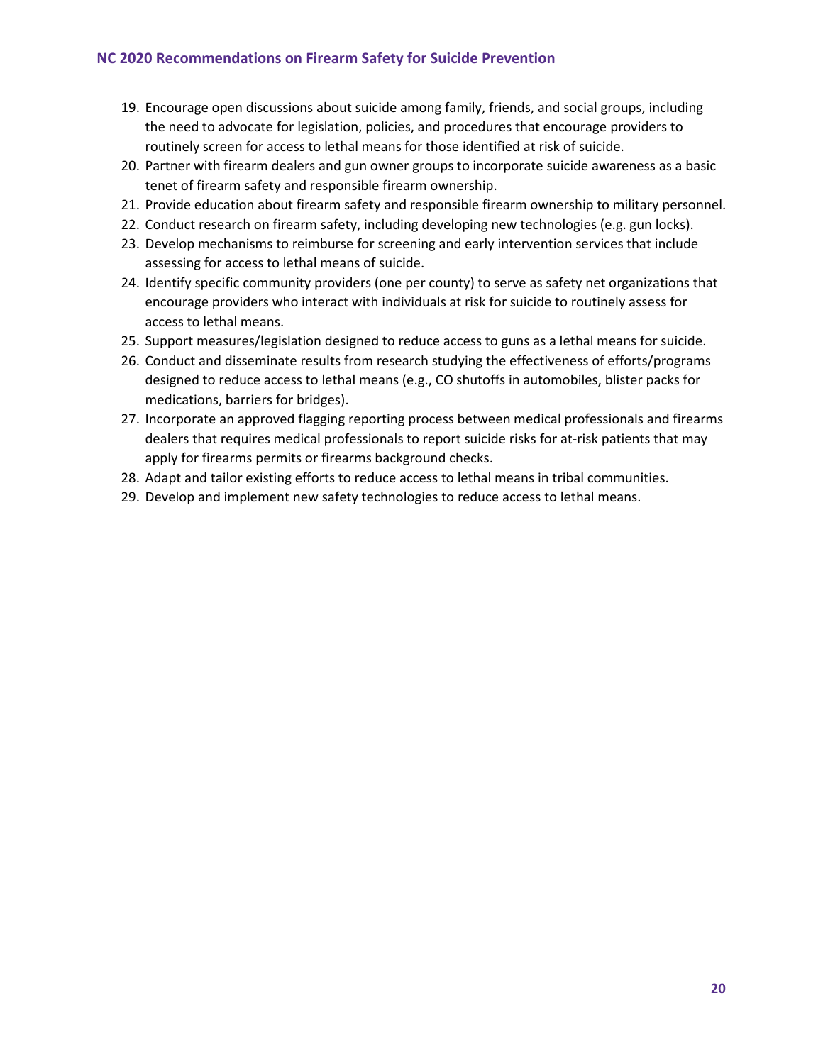19. Encourage open discussions about suicide among family, friends, and social groups, including the need to advocate for legislation, policies, and procedures that encourage providers to routinely screen for access to lethal means for those identified at risk of suicide.
20. Partner with firearm dealers and gun owner groups to incorporate suicide awareness as a basic tenet of firearm safety and responsible firearm ownership.
21. Provide education about firearm safety and responsible firearm ownership to military personnel.
22. Conduct research on firearm safety, including developing new technologies (e.g. gun locks).
23. Develop mechanisms to reimburse for screening and early intervention services that include assessing for access to lethal means of suicide.
24. Identify specific community providers (one per county) to serve as safety net organizations that encourage providers who interact with individuals at risk for suicide to routinely assess for access to lethal means.
25. Support measures/legislation designed to reduce access to guns as a lethal means for suicide.
26. Conduct and disseminate results from research studying the effectiveness of efforts/programs designed to reduce access to lethal means (e.g., CO shutoffs in automobiles, blister packs for medications, barriers for bridges).
27. Incorporate an approved flagging reporting process between medical professionals and firearms dealers that requires medical professionals to report suicide risks for at-risk patients that may apply for firearms permits or firearms background checks.
28. Adapt and tailor existing efforts to reduce access to lethal means in tribal communities.
29. Develop and implement new safety technologies to reduce access to lethal means.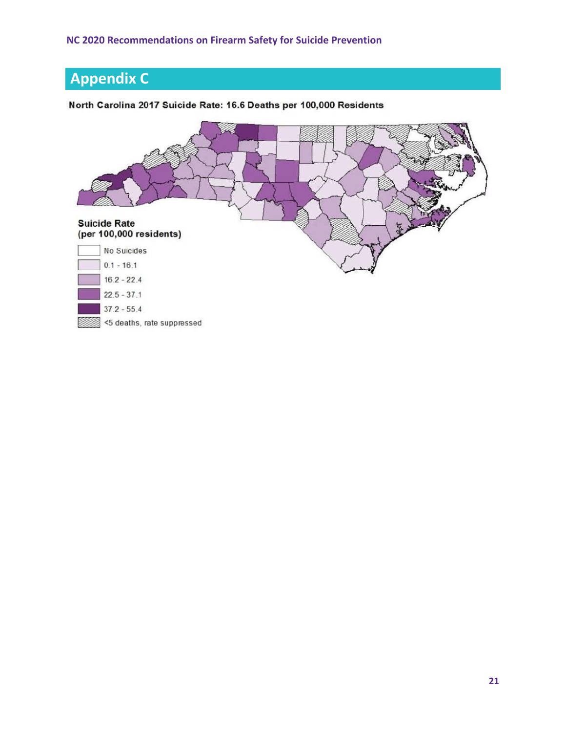# Appendix C

North Carolina 2017 Suicide Rate: 16.6 Deaths per 100,000 Residents

Suicide Rate
(per 100,000 residents)

No Suicides

0.1 - 16.1

16.2 - 22.4

22.5 - 37.1

37.2 - 55.4

<5 deaths, rate suppressed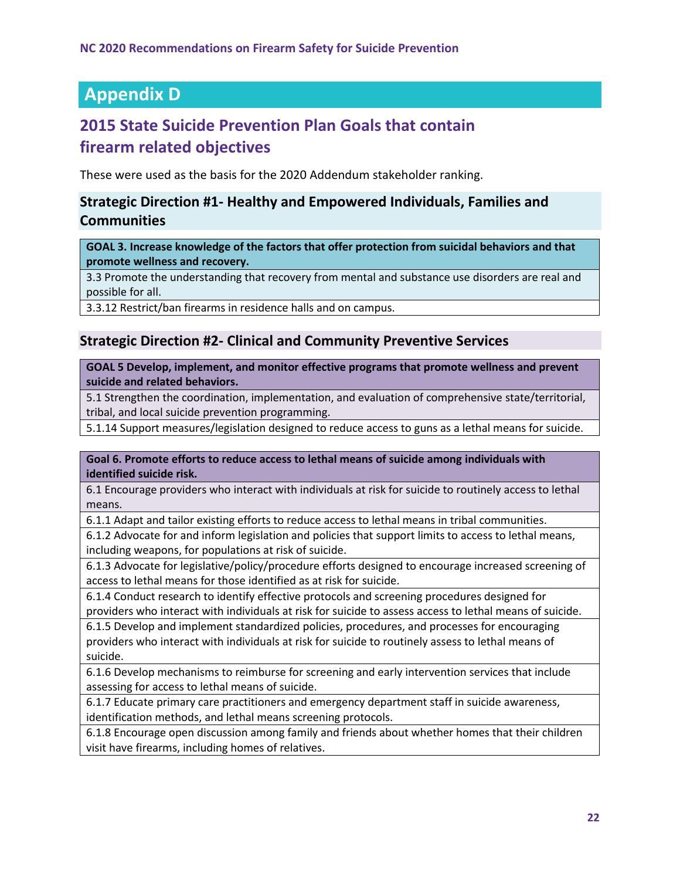# Appendix D

## 2015 State Suicide Prevention Plan Goals that contain firearm related objectives

These were used as the basis for the 2020 Addendum stakeholder ranking.

### Strategic Direction #1- Healthy and Empowered Individuals, Families and Communities

| **GOAL 3. Increase knowledge of the factors that offer protection from suicidal behaviors and that promote wellness and recovery.** |
|---|
| 3.3 Promote the understanding that recovery from mental and substance use disorders are real and possible for all. |
| 3.3.12 Restrict/ban firearms in residence halls and on campus. |

### Strategic Direction #2- Clinical and Community Preventive Services

| **GOAL 5 Develop, implement, and monitor effective programs that promote wellness and prevent suicide and related behaviors.** |
|---|
| 5.1 Strengthen the coordination, implementation, and evaluation of comprehensive state/territorial, tribal, and local suicide prevention programming. |
| 5.1.14 Support measures/legislation designed to reduce access to guns as a lethal means for suicide. |

| **Goal 6. Promote efforts to reduce access to lethal means of suicide among individuals with identified suicide risk.** |
|---|
| 6.1 Encourage providers who interact with individuals at risk for suicide to routinely access to lethal means. |
| 6.1.1 Adapt and tailor existing efforts to reduce access to lethal means in tribal communities. |
| 6.1.2 Advocate for and inform legislation and policies that support limits to access to lethal means, including weapons, for populations at risk of suicide. |
| 6.1.3 Advocate for legislative/policy/procedure efforts designed to encourage increased screening of access to lethal means for those identified as at risk for suicide. |
| 6.1.4 Conduct research to identify effective protocols and screening procedures designed for providers who interact with individuals at risk for suicide to assess access to lethal means of suicide. |
| 6.1.5 Develop and implement standardized policies, procedures, and processes for encouraging providers who interact with individuals at risk for suicide to routinely assess to lethal means of suicide. |
| 6.1.6 Develop mechanisms to reimburse for screening and early intervention services that include assessing for access to lethal means of suicide. |
| 6.1.7 Educate primary care practitioners and emergency department staff in suicide awareness, identification methods, and lethal means screening protocols. |
| 6.1.8 Encourage open discussion among family and friends about whether homes that their children visit have firearms, including homes of relatives. |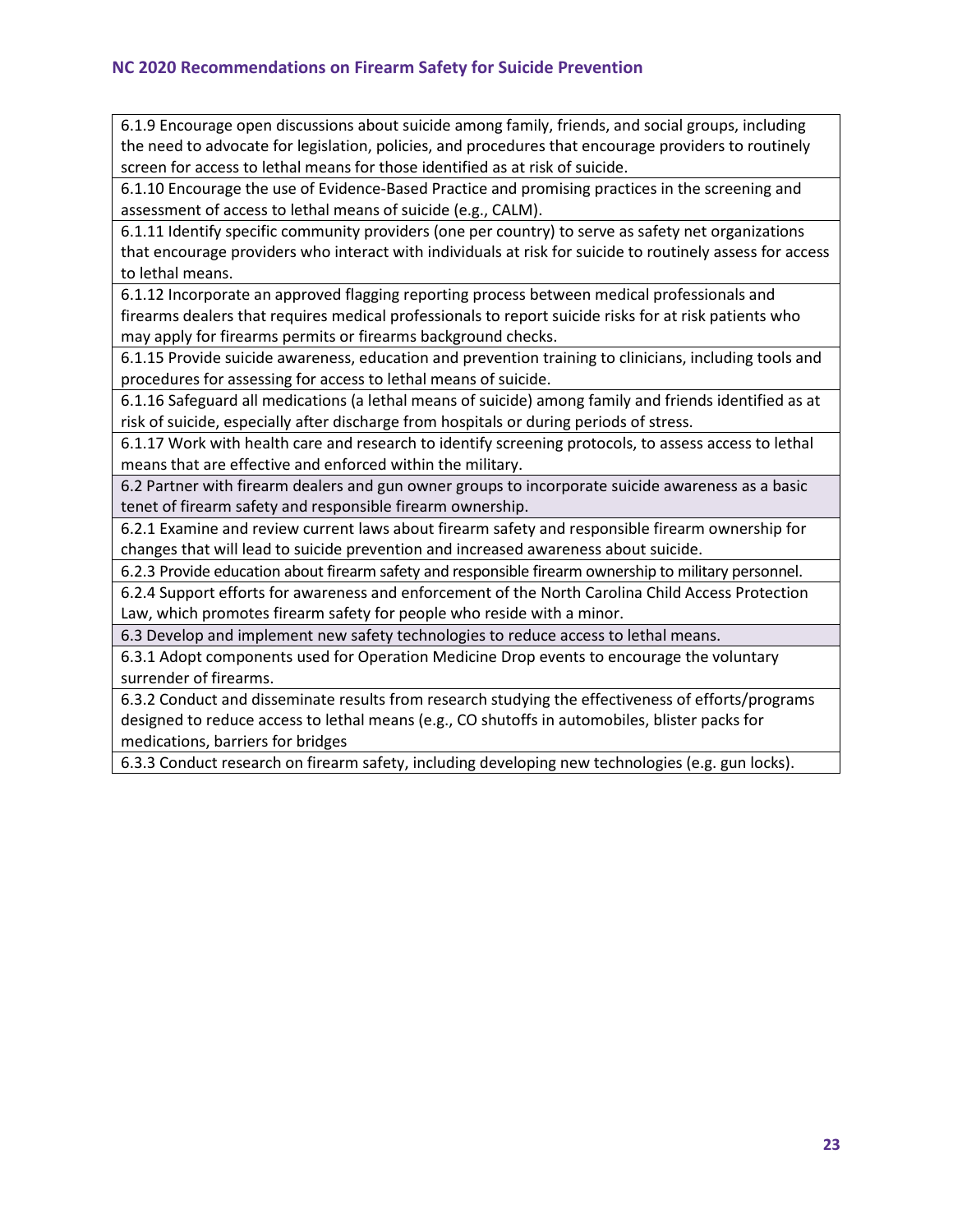| |
|---|
| 6.1.9 Encourage open discussions about suicide among family, friends, and social groups, including the need to advocate for legislation, policies, and procedures that encourage providers to routinely screen for access to lethal means for those identified as at risk of suicide. |
| 6.1.10 Encourage the use of Evidence-Based Practice and promising practices in the screening and assessment of access to lethal means of suicide (e.g., CALM). |
| 6.1.11 Identify specific community providers (one per country) to serve as safety net organizations that encourage providers who interact with individuals at risk for suicide to routinely assess for access to lethal means. |
| 6.1.12 Incorporate an approved flagging reporting process between medical professionals and firearms dealers that requires medical professionals to report suicide risks for at risk patients who may apply for firearms permits or firearms background checks. |
| 6.1.15 Provide suicide awareness, education and prevention training to clinicians, including tools and procedures for assessing for access to lethal means of suicide. |
| 6.1.16 Safeguard all medications (a lethal means of suicide) among family and friends identified as at risk of suicide, especially after discharge from hospitals or during periods of stress. |
| 6.1.17 Work with health care and research to identify screening protocols, to assess access to lethal means that are effective and enforced within the military. |
| 6.2 Partner with firearm dealers and gun owner groups to incorporate suicide awareness as a basic tenet of firearm safety and responsible firearm ownership. |
| 6.2.1 Examine and review current laws about firearm safety and responsible firearm ownership for changes that will lead to suicide prevention and increased awareness about suicide. |
| 6.2.3 Provide education about firearm safety and responsible firearm ownership to military personnel. |
| 6.2.4 Support efforts for awareness and enforcement of the North Carolina Child Access Protection Law, which promotes firearm safety for people who reside with a minor. |
| 6.3 Develop and implement new safety technologies to reduce access to lethal means. |
| 6.3.1 Adopt components used for Operation Medicine Drop events to encourage the voluntary surrender of firearms. |
| 6.3.2 Conduct and disseminate results from research studying the effectiveness of efforts/programs designed to reduce access to lethal means (e.g., CO shutoffs in automobiles, blister packs for medications, barriers for bridges |
| 6.3.3 Conduct research on firearm safety, including developing new technologies (e.g. gun locks). |